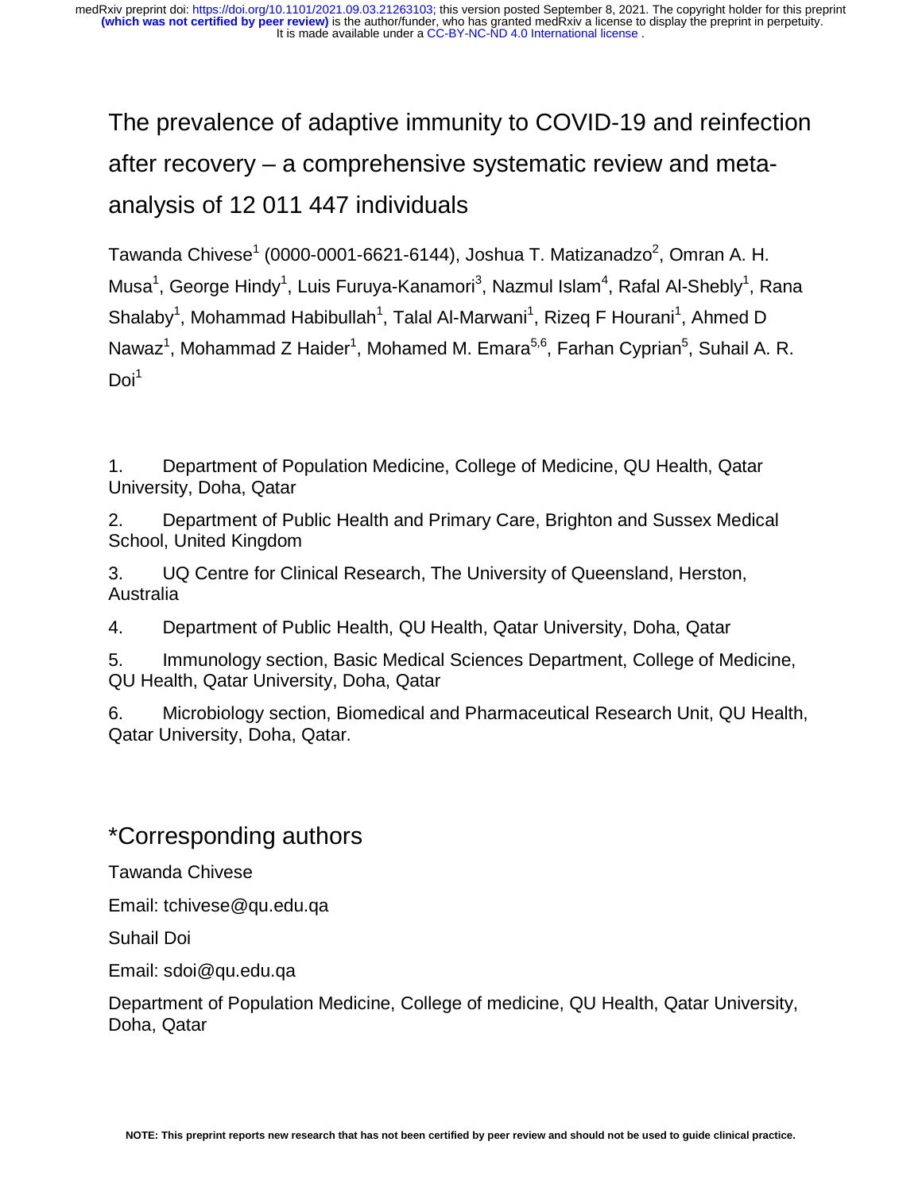# The prevalence of adaptive immunity to COVID-19 and reinfection after recovery – a comprehensive systematic review and meta-analysis of 12 011 447 individuals

Tawanda Chivese[1] (0000-0001-6621-6144), Joshua T. Matizanadzo[2], Omran A. H. Musa[1], George Hindy[1], Luis Furuya-Kanamori[3], Nazmul Islam[4], Rafal Al-Shebly[1], Rana Shalaby[1], Mohammad Habibullah[1], Talal Al-Marwani[1], Rizeq F Hourani[1], Ahmed D Nawaz[1], Mohammad Z Haider[1], Mohamed M. Emara[5,6], Farhan Cyprian[5], Suhail A. R. Doi[1]

1. Department of Population Medicine, College of Medicine, QU Health, Qatar University, Doha, Qatar
2. Department of Public Health and Primary Care, Brighton and Sussex Medical School, United Kingdom
3. UQ Centre for Clinical Research, The University of Queensland, Herston, Australia
4. Department of Public Health, QU Health, Qatar University, Doha, Qatar
5. Immunology section, Basic Medical Sciences Department, College of Medicine, QU Health, Qatar University, Doha, Qatar
6. Microbiology section, Biomedical and Pharmaceutical Research Unit, QU Health, Qatar University, Doha, Qatar.

## *Corresponding authors

Tawanda Chivese

Email: tchivese@qu.edu.qa

Suhail Doi

Email: sdoi@qu.edu.qa

Department of Population Medicine, College of medicine, QU Health, Qatar University, Doha, Qatar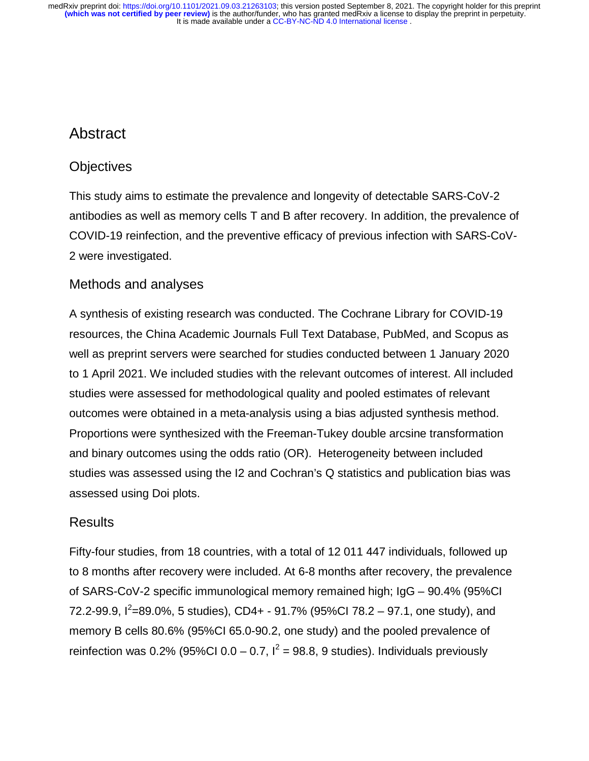## Abstract

### Objectives

This study aims to estimate the prevalence and longevity of detectable SARS-CoV-2 antibodies as well as memory cells T and B after recovery. In addition, the prevalence of COVID-19 reinfection, and the preventive efficacy of previous infection with SARS-CoV-2 were investigated.

### Methods and analyses

A synthesis of existing research was conducted. The Cochrane Library for COVID-19 resources, the China Academic Journals Full Text Database, PubMed, and Scopus as well as preprint servers were searched for studies conducted between 1 January 2020 to 1 April 2021. We included studies with the relevant outcomes of interest. All included studies were assessed for methodological quality and pooled estimates of relevant outcomes were obtained in a meta-analysis using a bias adjusted synthesis method. Proportions were synthesized with the Freeman-Tukey double arcsine transformation and binary outcomes using the odds ratio (OR). Heterogeneity between included studies was assessed using the I2 and Cochran's Q statistics and publication bias was assessed using Doi plots.

### Results

Fifty-four studies, from 18 countries, with a total of 12 011 447 individuals, followed up to 8 months after recovery were included. At 6-8 months after recovery, the prevalence of SARS-CoV-2 specific immunological memory remained high; IgG – 90.4% (95%CI 72.2-99.9, $I^2$=89.0%, 5 studies), CD4+ - 91.7% (95%CI 78.2 – 97.1, one study), and memory B cells 80.6% (95%CI 65.0-90.2, one study) and the pooled prevalence of reinfection was 0.2% (95%CI 0.0 – 0.7, $I^2$ = 98.8, 9 studies). Individuals previously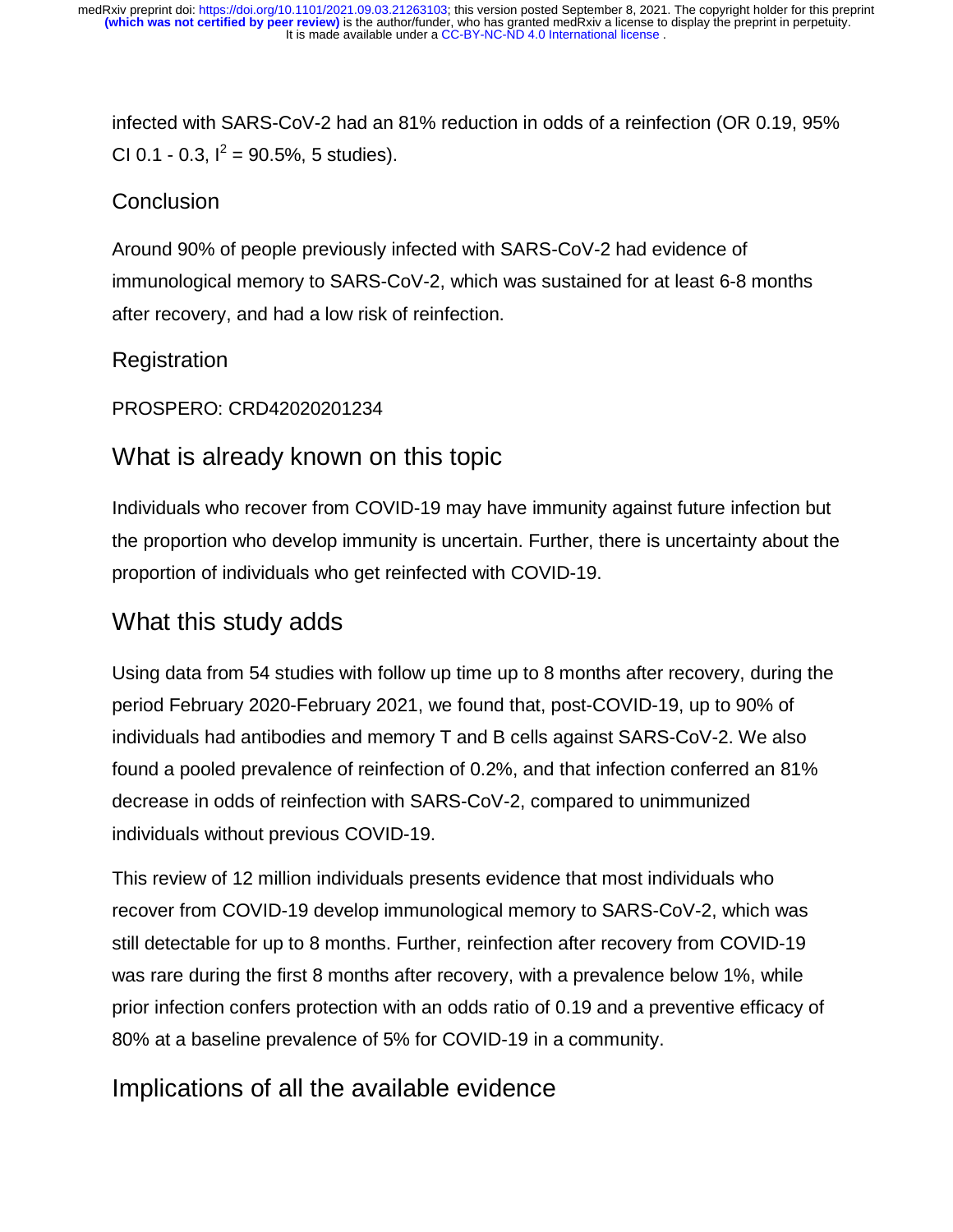infected with SARS-CoV-2 had an 81% reduction in odds of a reinfection (OR 0.19, 95% CI 0.1 - 0.3, $I^2$ = 90.5%, 5 studies).

### Conclusion

Around 90% of people previously infected with SARS-CoV-2 had evidence of immunological memory to SARS-CoV-2, which was sustained for at least 6-8 months after recovery, and had a low risk of reinfection.

### Registration

PROSPERO: CRD42020201234

## What is already known on this topic

Individuals who recover from COVID-19 may have immunity against future infection but the proportion who develop immunity is uncertain. Further, there is uncertainty about the proportion of individuals who get reinfected with COVID-19.

## What this study adds

Using data from 54 studies with follow up time up to 8 months after recovery, during the period February 2020-February 2021, we found that, post-COVID-19, up to 90% of individuals had antibodies and memory T and B cells against SARS-CoV-2. We also found a pooled prevalence of reinfection of 0.2%, and that infection conferred an 81% decrease in odds of reinfection with SARS-CoV-2, compared to unimmunized individuals without previous COVID-19.

This review of 12 million individuals presents evidence that most individuals who recover from COVID-19 develop immunological memory to SARS-CoV-2, which was still detectable for up to 8 months. Further, reinfection after recovery from COVID-19 was rare during the first 8 months after recovery, with a prevalence below 1%, while prior infection confers protection with an odds ratio of 0.19 and a preventive efficacy of 80% at a baseline prevalence of 5% for COVID-19 in a community.

## Implications of all the available evidence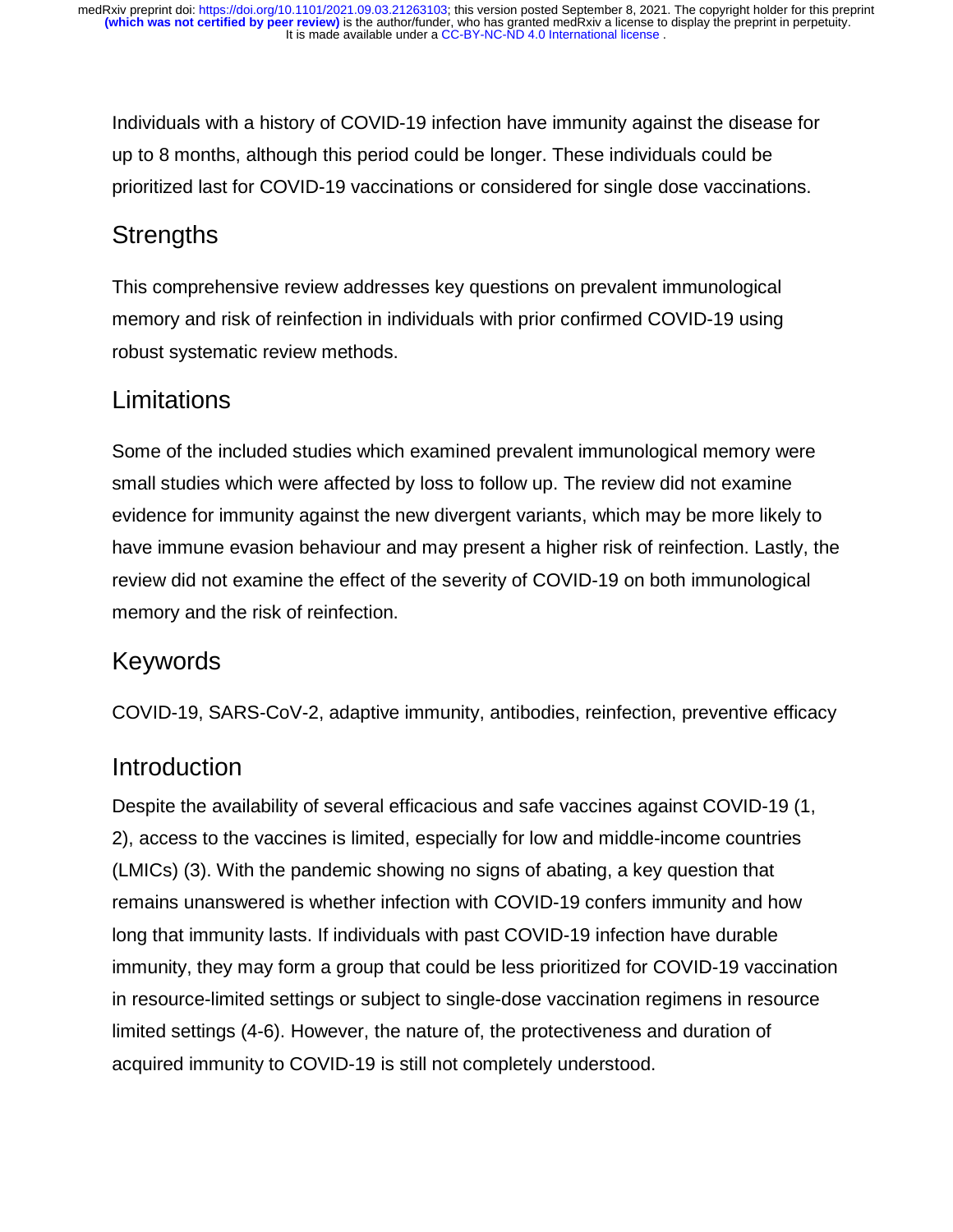Individuals with a history of COVID-19 infection have immunity against the disease for up to 8 months, although this period could be longer. These individuals could be prioritized last for COVID-19 vaccinations or considered for single dose vaccinations.

## Strengths

This comprehensive review addresses key questions on prevalent immunological memory and risk of reinfection in individuals with prior confirmed COVID-19 using robust systematic review methods.

## Limitations

Some of the included studies which examined prevalent immunological memory were small studies which were affected by loss to follow up. The review did not examine evidence for immunity against the new divergent variants, which may be more likely to have immune evasion behaviour and may present a higher risk of reinfection. Lastly, the review did not examine the effect of the severity of COVID-19 on both immunological memory and the risk of reinfection.

## Keywords

COVID-19, SARS-CoV-2, adaptive immunity, antibodies, reinfection, preventive efficacy

## Introduction

Despite the availability of several efficacious and safe vaccines against COVID-19 (1, 2), access to the vaccines is limited, especially for low and middle-income countries (LMICs) (3). With the pandemic showing no signs of abating, a key question that remains unanswered is whether infection with COVID-19 confers immunity and how long that immunity lasts. If individuals with past COVID-19 infection have durable immunity, they may form a group that could be less prioritized for COVID-19 vaccination in resource-limited settings or subject to single-dose vaccination regimens in resource limited settings (4-6). However, the nature of, the protectiveness and duration of acquired immunity to COVID-19 is still not completely understood.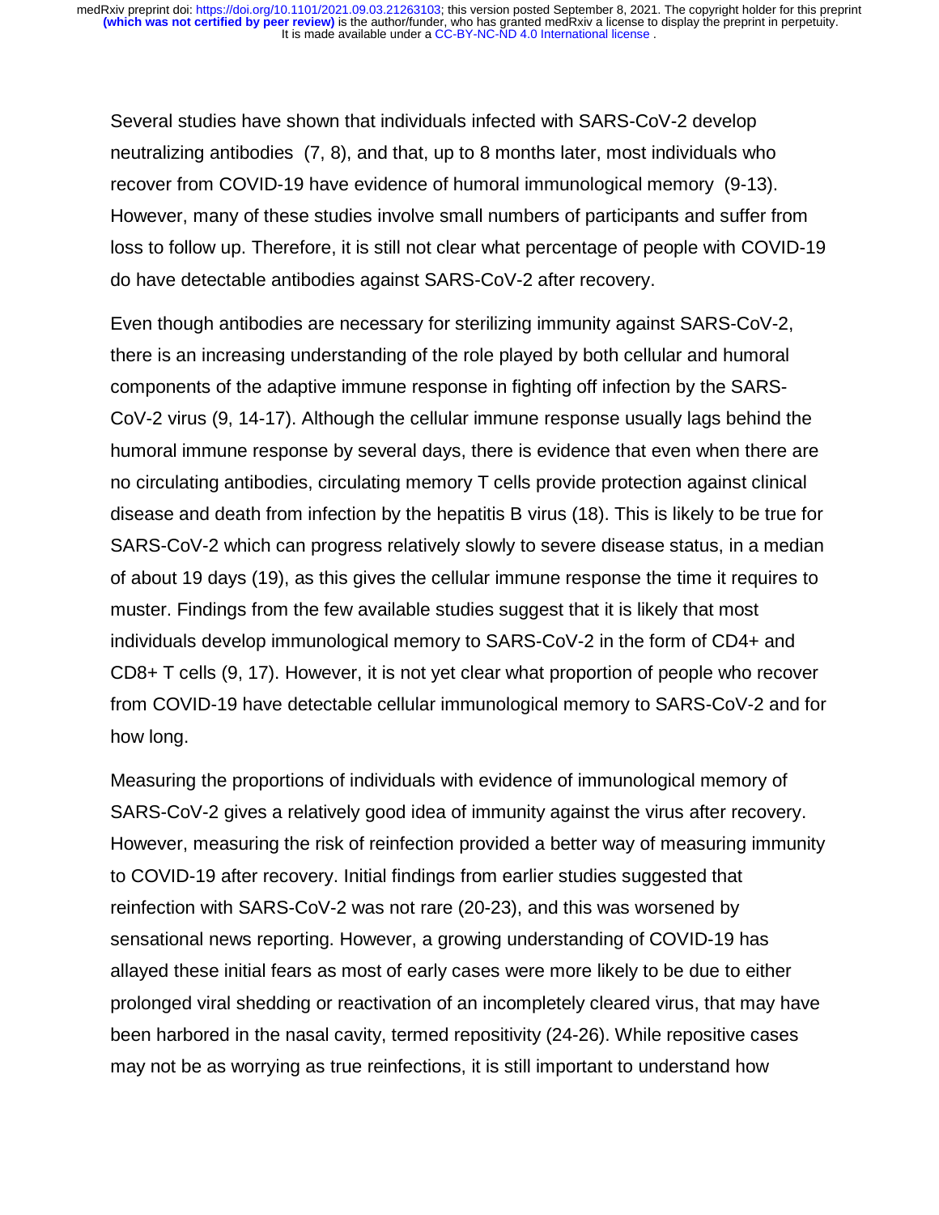Several studies have shown that individuals infected with SARS-CoV-2 develop neutralizing antibodies (7, 8), and that, up to 8 months later, most individuals who recover from COVID-19 have evidence of humoral immunological memory (9-13). However, many of these studies involve small numbers of participants and suffer from loss to follow up. Therefore, it is still not clear what percentage of people with COVID-19 do have detectable antibodies against SARS-CoV-2 after recovery.

Even though antibodies are necessary for sterilizing immunity against SARS-CoV-2, there is an increasing understanding of the role played by both cellular and humoral components of the adaptive immune response in fighting off infection by the SARS-CoV-2 virus (9, 14-17). Although the cellular immune response usually lags behind the humoral immune response by several days, there is evidence that even when there are no circulating antibodies, circulating memory T cells provide protection against clinical disease and death from infection by the hepatitis B virus (18). This is likely to be true for SARS-CoV-2 which can progress relatively slowly to severe disease status, in a median of about 19 days (19), as this gives the cellular immune response the time it requires to muster. Findings from the few available studies suggest that it is likely that most individuals develop immunological memory to SARS-CoV-2 in the form of CD4+ and CD8+ T cells (9, 17). However, it is not yet clear what proportion of people who recover from COVID-19 have detectable cellular immunological memory to SARS-CoV-2 and for how long.

Measuring the proportions of individuals with evidence of immunological memory of SARS-CoV-2 gives a relatively good idea of immunity against the virus after recovery. However, measuring the risk of reinfection provided a better way of measuring immunity to COVID-19 after recovery. Initial findings from earlier studies suggested that reinfection with SARS-CoV-2 was not rare (20-23), and this was worsened by sensational news reporting. However, a growing understanding of COVID-19 has allayed these initial fears as most of early cases were more likely to be due to either prolonged viral shedding or reactivation of an incompletely cleared virus, that may have been harbored in the nasal cavity, termed repositivity (24-26). While repositive cases may not be as worrying as true reinfections, it is still important to understand how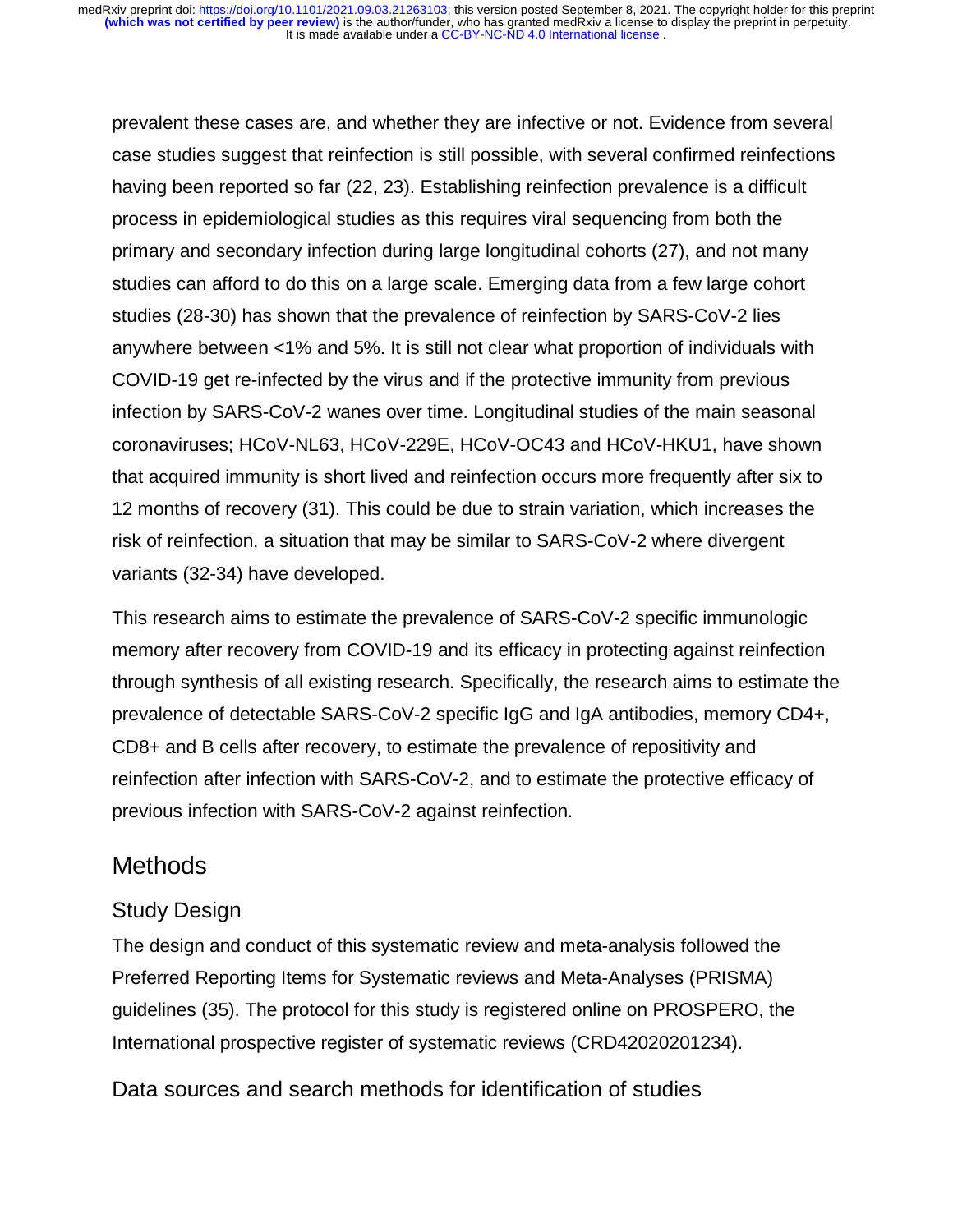prevalent these cases are, and whether they are infective or not. Evidence from several case studies suggest that reinfection is still possible, with several confirmed reinfections having been reported so far (22, 23). Establishing reinfection prevalence is a difficult process in epidemiological studies as this requires viral sequencing from both the primary and secondary infection during large longitudinal cohorts (27), and not many studies can afford to do this on a large scale. Emerging data from a few large cohort studies (28-30) has shown that the prevalence of reinfection by SARS-CoV-2 lies anywhere between <1% and 5%. It is still not clear what proportion of individuals with COVID-19 get re-infected by the virus and if the protective immunity from previous infection by SARS-CoV-2 wanes over time. Longitudinal studies of the main seasonal coronaviruses; HCoV-NL63, HCoV-229E, HCoV-OC43 and HCoV-HKU1, have shown that acquired immunity is short lived and reinfection occurs more frequently after six to 12 months of recovery (31). This could be due to strain variation, which increases the risk of reinfection, a situation that may be similar to SARS-CoV-2 where divergent variants (32-34) have developed.

This research aims to estimate the prevalence of SARS-CoV-2 specific immunologic memory after recovery from COVID-19 and its efficacy in protecting against reinfection through synthesis of all existing research. Specifically, the research aims to estimate the prevalence of detectable SARS-CoV-2 specific IgG and IgA antibodies, memory CD4+, CD8+ and B cells after recovery, to estimate the prevalence of repositivity and reinfection after infection with SARS-CoV-2, and to estimate the protective efficacy of previous infection with SARS-CoV-2 against reinfection.

## Methods

### Study Design

The design and conduct of this systematic review and meta-analysis followed the Preferred Reporting Items for Systematic reviews and Meta-Analyses (PRISMA) guidelines (35). The protocol for this study is registered online on PROSPERO, the International prospective register of systematic reviews (CRD42020201234).

### Data sources and search methods for identification of studies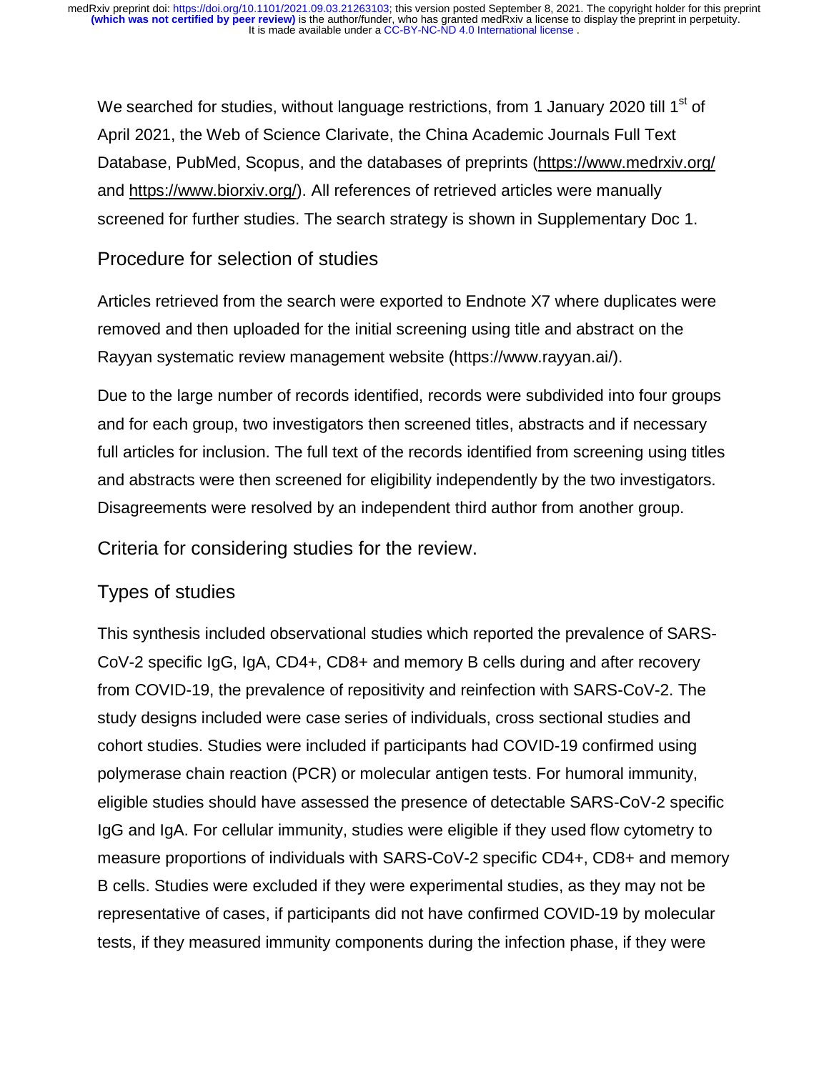We searched for studies, without language restrictions, from 1 January 2020 till 1st of April 2021, the Web of Science Clarivate, the China Academic Journals Full Text Database, PubMed, Scopus, and the databases of preprints (https://www.medrxiv.org/ and https://www.biorxiv.org/). All references of retrieved articles were manually screened for further studies. The search strategy is shown in Supplementary Doc 1.

## Procedure for selection of studies

Articles retrieved from the search were exported to Endnote X7 where duplicates were removed and then uploaded for the initial screening using title and abstract on the Rayyan systematic review management website (https://www.rayyan.ai/).

Due to the large number of records identified, records were subdivided into four groups and for each group, two investigators then screened titles, abstracts and if necessary full articles for inclusion. The full text of the records identified from screening using titles and abstracts were then screened for eligibility independently by the two investigators. Disagreements were resolved by an independent third author from another group.

## Criteria for considering studies for the review.

### Types of studies

This synthesis included observational studies which reported the prevalence of SARS-CoV-2 specific IgG, IgA, CD4+, CD8+ and memory B cells during and after recovery from COVID-19, the prevalence of repositivity and reinfection with SARS-CoV-2. The study designs included were case series of individuals, cross sectional studies and cohort studies. Studies were included if participants had COVID-19 confirmed using polymerase chain reaction (PCR) or molecular antigen tests. For humoral immunity, eligible studies should have assessed the presence of detectable SARS-CoV-2 specific IgG and IgA. For cellular immunity, studies were eligible if they used flow cytometry to measure proportions of individuals with SARS-CoV-2 specific CD4+, CD8+ and memory B cells. Studies were excluded if they were experimental studies, as they may not be representative of cases, if participants did not have confirmed COVID-19 by molecular tests, if they measured immunity components during the infection phase, if they were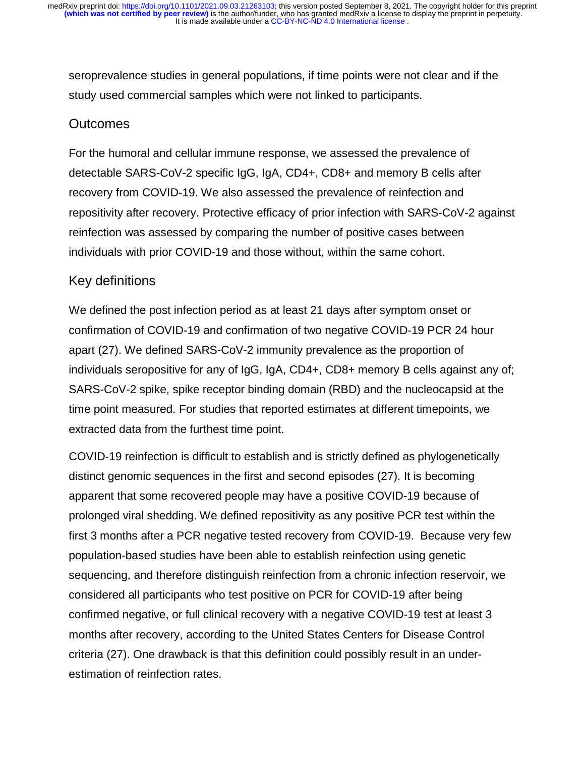seroprevalence studies in general populations, if time points were not clear and if the study used commercial samples which were not linked to participants.

## Outcomes

For the humoral and cellular immune response, we assessed the prevalence of detectable SARS-CoV-2 specific IgG, IgA, CD4+, CD8+ and memory B cells after recovery from COVID-19. We also assessed the prevalence of reinfection and repositivity after recovery. Protective efficacy of prior infection with SARS-CoV-2 against reinfection was assessed by comparing the number of positive cases between individuals with prior COVID-19 and those without, within the same cohort.

## Key definitions

We defined the post infection period as at least 21 days after symptom onset or confirmation of COVID-19 and confirmation of two negative COVID-19 PCR 24 hour apart (27). We defined SARS-CoV-2 immunity prevalence as the proportion of individuals seropositive for any of IgG, IgA, CD4+, CD8+ memory B cells against any of; SARS-CoV-2 spike, spike receptor binding domain (RBD) and the nucleocapsid at the time point measured. For studies that reported estimates at different timepoints, we extracted data from the furthest time point.

COVID-19 reinfection is difficult to establish and is strictly defined as phylogenetically distinct genomic sequences in the first and second episodes (27). It is becoming apparent that some recovered people may have a positive COVID-19 because of prolonged viral shedding. We defined repositivity as any positive PCR test within the first 3 months after a PCR negative tested recovery from COVID-19. Because very few population-based studies have been able to establish reinfection using genetic sequencing, and therefore distinguish reinfection from a chronic infection reservoir, we considered all participants who test positive on PCR for COVID-19 after being confirmed negative, or full clinical recovery with a negative COVID-19 test at least 3 months after recovery, according to the United States Centers for Disease Control criteria (27). One drawback is that this definition could possibly result in an under-estimation of reinfection rates.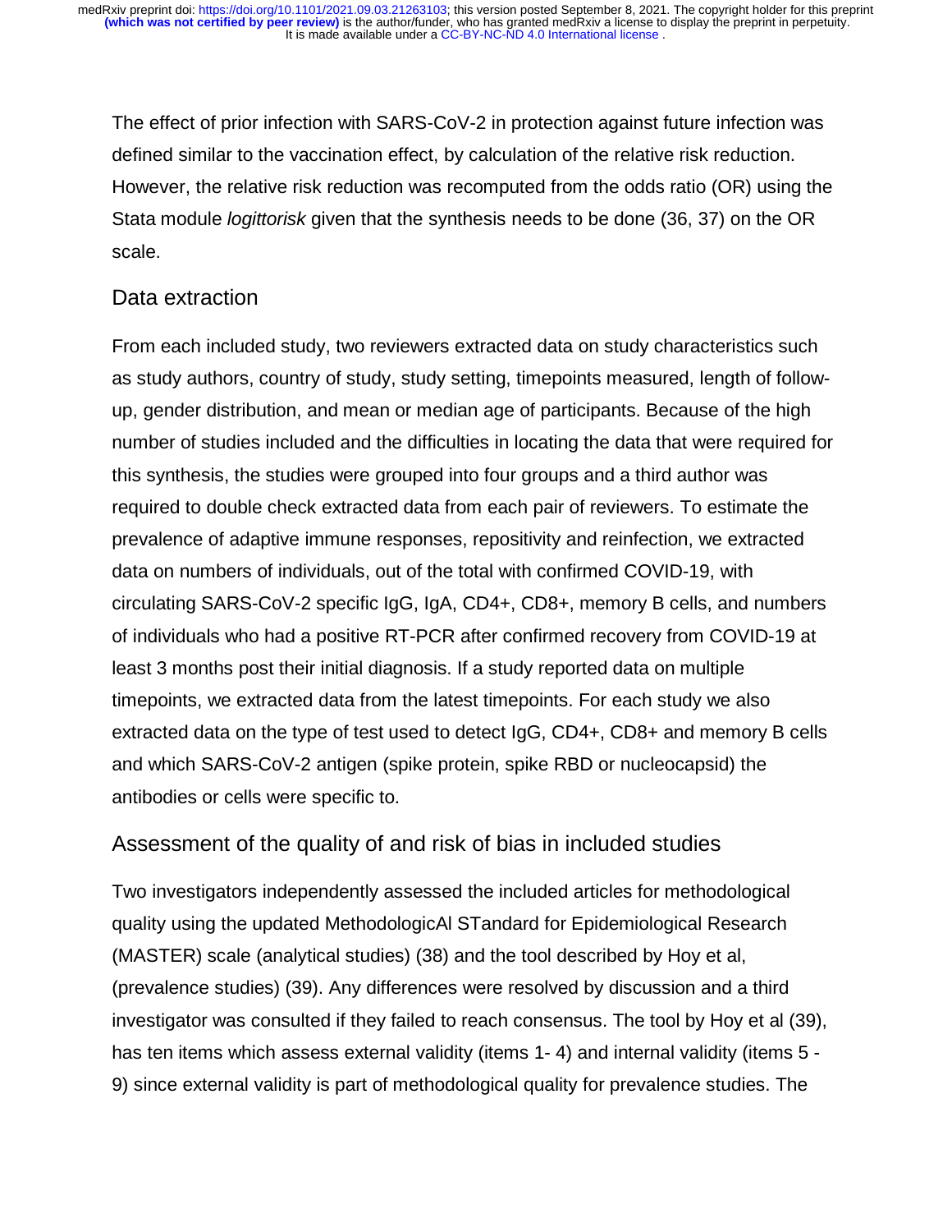The effect of prior infection with SARS-CoV-2 in protection against future infection was defined similar to the vaccination effect, by calculation of the relative risk reduction. However, the relative risk reduction was recomputed from the odds ratio (OR) using the Stata module *logittorisk* given that the synthesis needs to be done (36, 37) on the OR scale.

## Data extraction

From each included study, two reviewers extracted data on study characteristics such as study authors, country of study, study setting, timepoints measured, length of follow-up, gender distribution, and mean or median age of participants. Because of the high number of studies included and the difficulties in locating the data that were required for this synthesis, the studies were grouped into four groups and a third author was required to double check extracted data from each pair of reviewers. To estimate the prevalence of adaptive immune responses, repositivity and reinfection, we extracted data on numbers of individuals, out of the total with confirmed COVID-19, with circulating SARS-CoV-2 specific IgG, IgA, CD4+, CD8+, memory B cells, and numbers of individuals who had a positive RT-PCR after confirmed recovery from COVID-19 at least 3 months post their initial diagnosis. If a study reported data on multiple timepoints, we extracted data from the latest timepoints. For each study we also extracted data on the type of test used to detect IgG, CD4+, CD8+ and memory B cells and which SARS-CoV-2 antigen (spike protein, spike RBD or nucleocapsid) the antibodies or cells were specific to.

## Assessment of the quality of and risk of bias in included studies

Two investigators independently assessed the included articles for methodological quality using the updated MethodologicAl STandard for Epidemiological Research (MASTER) scale (analytical studies) (38) and the tool described by Hoy et al, (prevalence studies) (39). Any differences were resolved by discussion and a third investigator was consulted if they failed to reach consensus. The tool by Hoy et al (39), has ten items which assess external validity (items 1- 4) and internal validity (items 5 - 9) since external validity is part of methodological quality for prevalence studies. The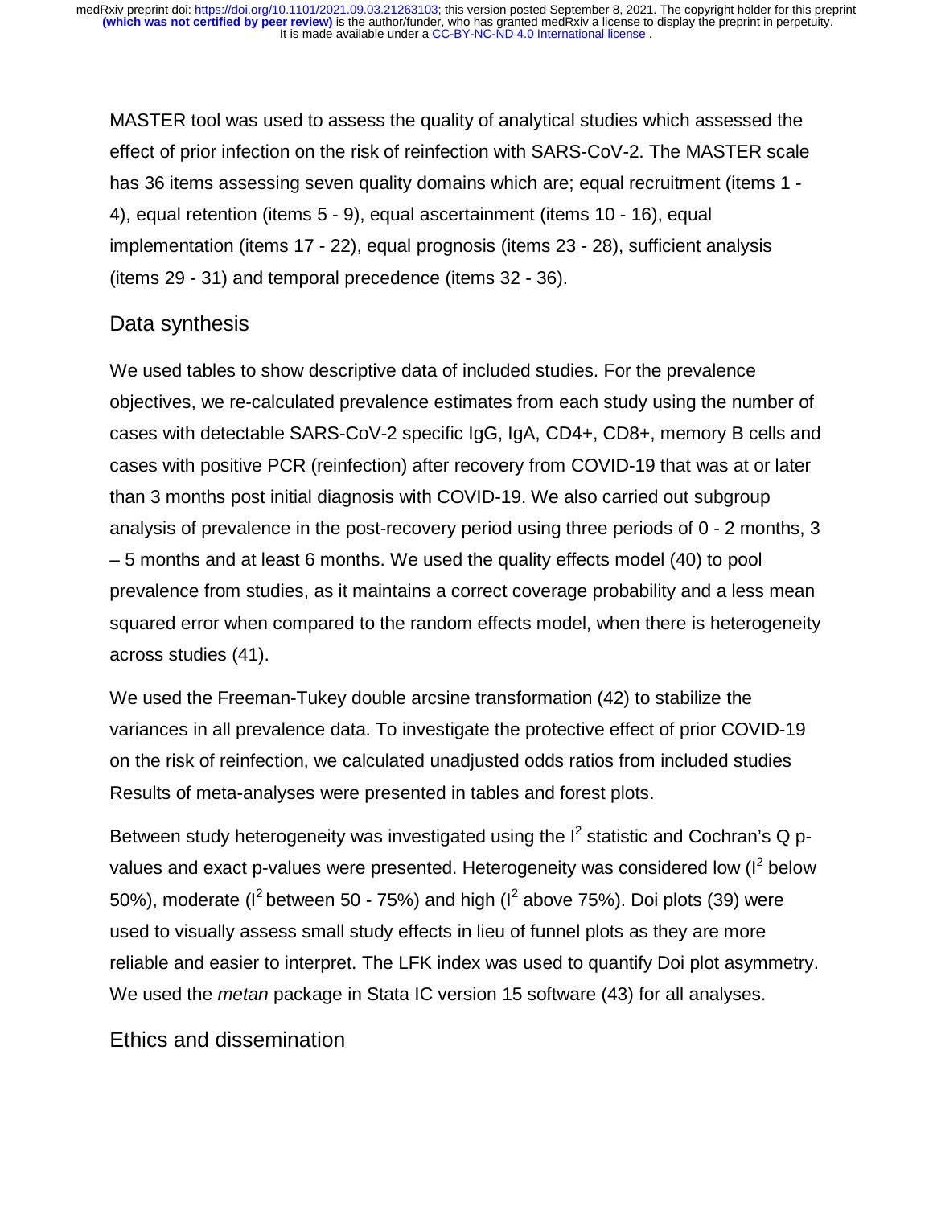MASTER tool was used to assess the quality of analytical studies which assessed the effect of prior infection on the risk of reinfection with SARS-CoV-2. The MASTER scale has 36 items assessing seven quality domains which are; equal recruitment (items 1 - 4), equal retention (items 5 - 9), equal ascertainment (items 10 - 16), equal implementation (items 17 - 22), equal prognosis (items 23 - 28), sufficient analysis (items 29 - 31) and temporal precedence (items 32 - 36).

## Data synthesis

We used tables to show descriptive data of included studies. For the prevalence objectives, we re-calculated prevalence estimates from each study using the number of cases with detectable SARS-CoV-2 specific IgG, IgA, CD4+, CD8+, memory B cells and cases with positive PCR (reinfection) after recovery from COVID-19 that was at or later than 3 months post initial diagnosis with COVID-19. We also carried out subgroup analysis of prevalence in the post-recovery period using three periods of 0 - 2 months, 3 – 5 months and at least 6 months. We used the quality effects model (40) to pool prevalence from studies, as it maintains a correct coverage probability and a less mean squared error when compared to the random effects model, when there is heterogeneity across studies (41).

We used the Freeman-Tukey double arcsine transformation (42) to stabilize the variances in all prevalence data. To investigate the protective effect of prior COVID-19 on the risk of reinfection, we calculated unadjusted odds ratios from included studies Results of meta-analyses were presented in tables and forest plots.

Between study heterogeneity was investigated using the $I^2$ statistic and Cochran's Q p-values and exact p-values were presented. Heterogeneity was considered low ($I^2$ below 50%), moderate ($I^2$ between 50 - 75%) and high ($I^2$ above 75%). Doi plots (39) were used to visually assess small study effects in lieu of funnel plots as they are more reliable and easier to interpret. The LFK index was used to quantify Doi plot asymmetry. We used the *metan* package in Stata IC version 15 software (43) for all analyses.

## Ethics and dissemination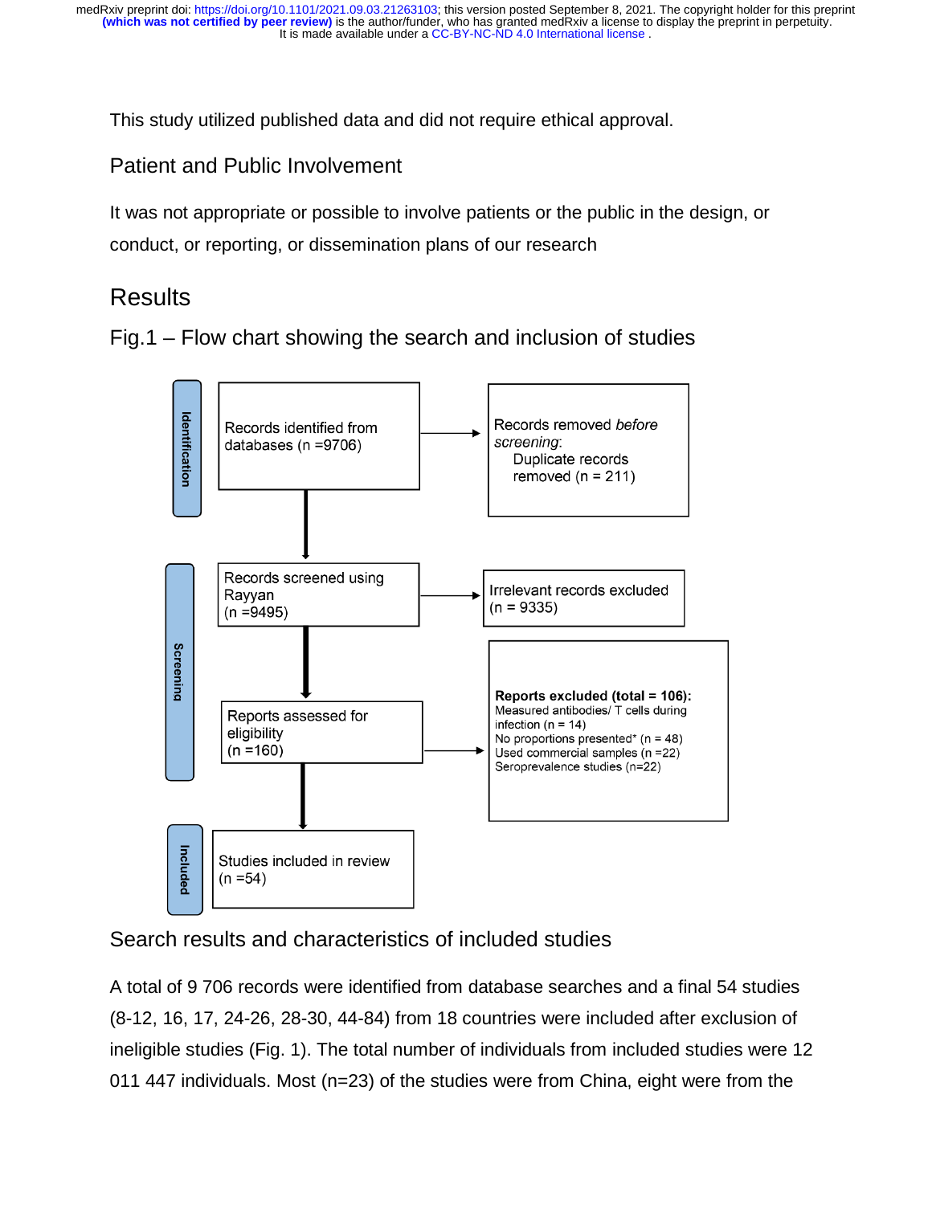This study utilized published data and did not require ethical approval.

## Patient and Public Involvement

It was not appropriate or possible to involve patients or the public in the design, or conduct, or reporting, or dissemination plans of our research

# Results

## Fig.1 – Flow chart showing the search and inclusion of studies

Identification

Records identified from databases (n =9706)

Records removed *before screening*:
Duplicate records removed (n = 211)

Screening

Records screened using Rayyan (n =9495)

Irrelevant records excluded (n = 9335)

Reports assessed for eligibility (n =160)

**Reports excluded (total = 106):**
Measured antibodies/ T cells during infection (n = 14)
No proportions presented* (n = 48)
Used commercial samples (n =22)
Seroprevalence studies (n=22)

Included

Studies included in review (n =54)

## Search results and characteristics of included studies

A total of 9 706 records were identified from database searches and a final 54 studies (8-12, 16, 17, 24-26, 28-30, 44-84) from 18 countries were included after exclusion of ineligible studies (Fig. 1). The total number of individuals from included studies were 12 011 447 individuals. Most (n=23) of the studies were from China, eight were from the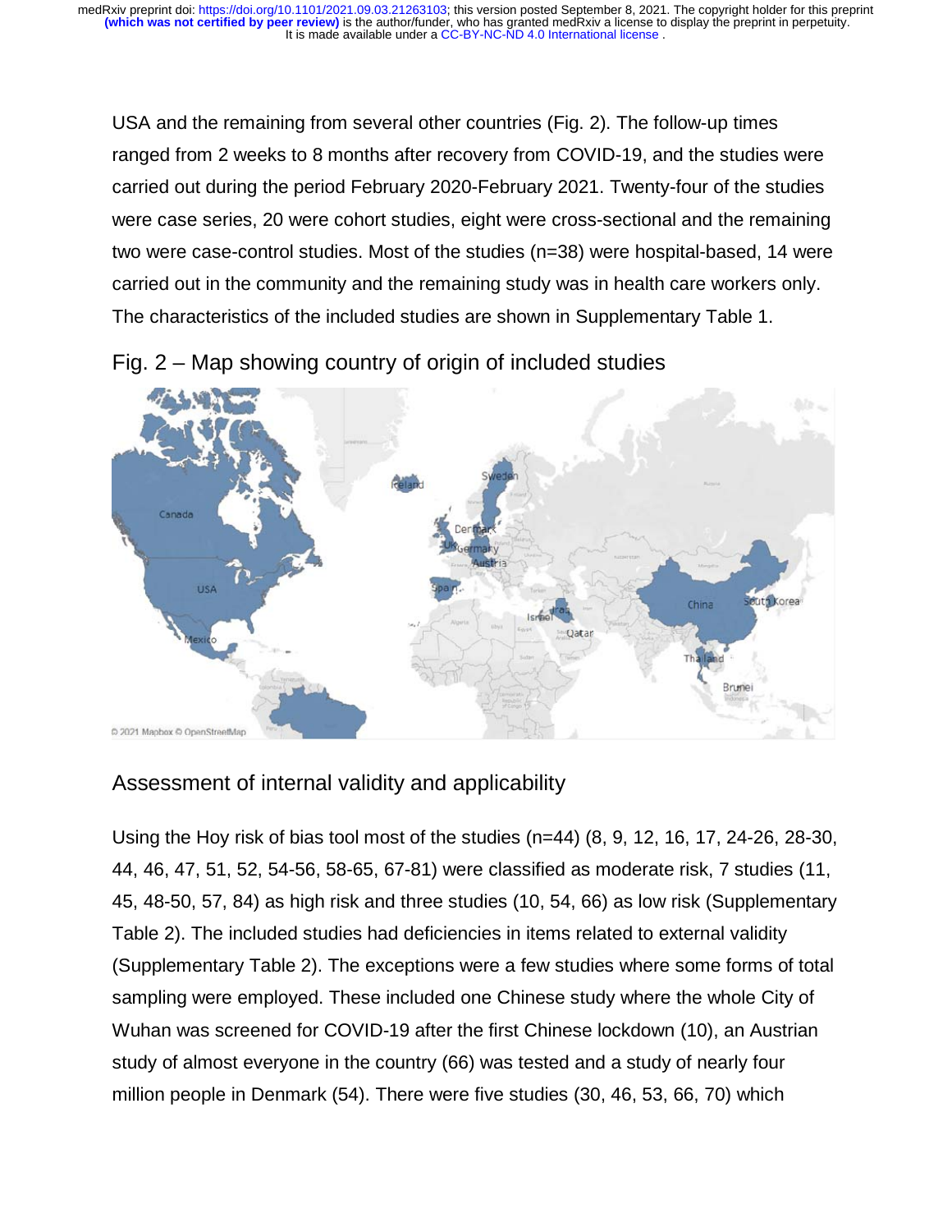USA and the remaining from several other countries (Fig. 2). The follow-up times ranged from 2 weeks to 8 months after recovery from COVID-19, and the studies were carried out during the period February 2020-February 2021. Twenty-four of the studies were case series, 20 were cohort studies, eight were cross-sectional and the remaining two were case-control studies. Most of the studies (n=38) were hospital-based, 14 were carried out in the community and the remaining study was in health care workers only. The characteristics of the included studies are shown in Supplementary Table 1.

Fig. 2 – Map showing country of origin of included studies

Canada
USA
Mexico
Iceland
Sweden
Denmark
UK
Germany
Austria
Spain
Israel
Iraq
Qatar
China
South Korea
Thailand
Brunei
© 2021 Mapbox © OpenStreetMap

## Assessment of internal validity and applicability

Using the Hoy risk of bias tool most of the studies (n=44) (8, 9, 12, 16, 17, 24-26, 28-30, 44, 46, 47, 51, 52, 54-56, 58-65, 67-81) were classified as moderate risk, 7 studies (11, 45, 48-50, 57, 84) as high risk and three studies (10, 54, 66) as low risk (Supplementary Table 2). The included studies had deficiencies in items related to external validity (Supplementary Table 2). The exceptions were a few studies where some forms of total sampling were employed. These included one Chinese study where the whole City of Wuhan was screened for COVID-19 after the first Chinese lockdown (10), an Austrian study of almost everyone in the country (66) was tested and a study of nearly four million people in Denmark (54). There were five studies (30, 46, 53, 66, 70) which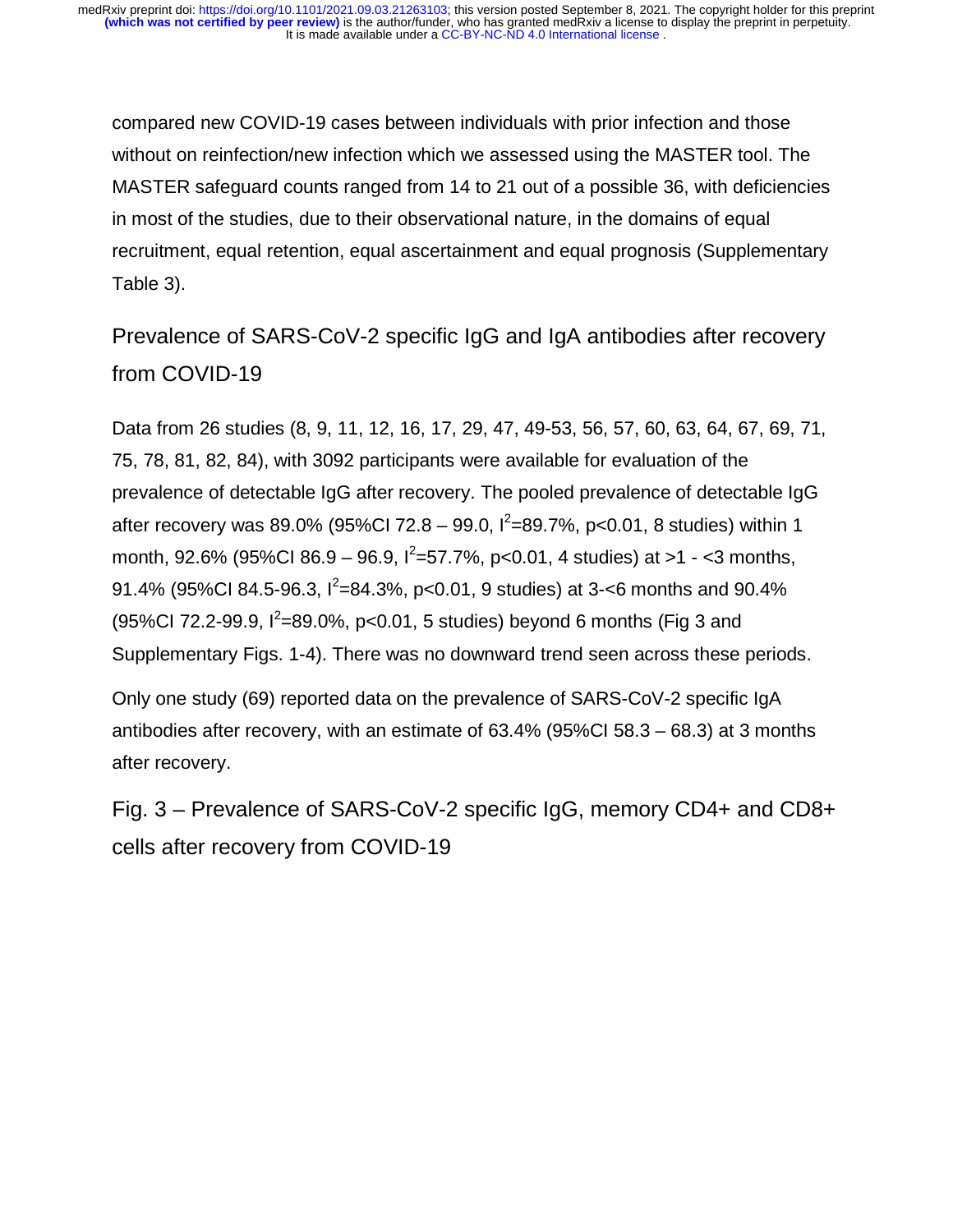compared new COVID-19 cases between individuals with prior infection and those without on reinfection/new infection which we assessed using the MASTER tool. The MASTER safeguard counts ranged from 14 to 21 out of a possible 36, with deficiencies in most of the studies, due to their observational nature, in the domains of equal recruitment, equal retention, equal ascertainment and equal prognosis (Supplementary Table 3).

## Prevalence of SARS-CoV-2 specific IgG and IgA antibodies after recovery from COVID-19

Data from 26 studies (8, 9, 11, 12, 16, 17, 29, 47, 49-53, 56, 57, 60, 63, 64, 67, 69, 71, 75, 78, 81, 82, 84), with 3092 participants were available for evaluation of the prevalence of detectable IgG after recovery. The pooled prevalence of detectable IgG after recovery was 89.0% (95%CI 72.8 – 99.0, $I^2$=89.7%, p<0.01, 8 studies) within 1 month, 92.6% (95%CI 86.9 – 96.9, $I^2$=57.7%, p<0.01, 4 studies) at >1 - <3 months, 91.4% (95%CI 84.5-96.3, $I^2$=84.3%, p<0.01, 9 studies) at 3-<6 months and 90.4% (95%CI 72.2-99.9, $I^2$=89.0%, p<0.01, 5 studies) beyond 6 months (Fig 3 and Supplementary Figs. 1-4). There was no downward trend seen across these periods.

Only one study (69) reported data on the prevalence of SARS-CoV-2 specific IgA antibodies after recovery, with an estimate of 63.4% (95%CI 58.3 – 68.3) at 3 months after recovery.

## Fig. 3 – Prevalence of SARS-CoV-2 specific IgG, memory CD4+ and CD8+ cells after recovery from COVID-19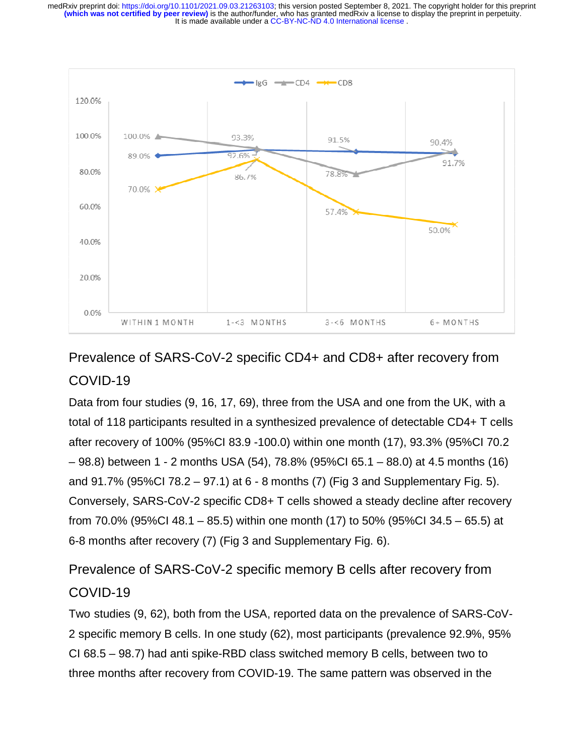IgG CD4 CD8

120.0%
100.0%
80.0%
60.0%
40.0%
20.0%
0.0%

100.0%
89.0%
70.0%
93.3%
92.6%
86.7%
91.5%
78.8%
57.4%
90.4%
91.7%
50.0%

WITHIN 1 MONTH
1-<3 MONTHS
3-<6 MONTHS
6+ MONTHS

## Prevalence of SARS-CoV-2 specific CD4+ and CD8+ after recovery from COVID-19

Data from four studies (9, 16, 17, 69), three from the USA and one from the UK, with a total of 118 participants resulted in a synthesized prevalence of detectable CD4+ T cells after recovery of 100% (95%CI 83.9 -100.0) within one month (17), 93.3% (95%CI 70.2 – 98.8) between 1 - 2 months USA (54), 78.8% (95%CI 65.1 – 88.0) at 4.5 months (16) and 91.7% (95%CI 78.2 – 97.1) at 6 - 8 months (7) (Fig 3 and Supplementary Fig. 5). Conversely, SARS-CoV-2 specific CD8+ T cells showed a steady decline after recovery from 70.0% (95%CI 48.1 – 85.5) within one month (17) to 50% (95%CI 34.5 – 65.5) at 6-8 months after recovery (7) (Fig 3 and Supplementary Fig. 6).

## Prevalence of SARS-CoV-2 specific memory B cells after recovery from COVID-19

Two studies (9, 62), both from the USA, reported data on the prevalence of SARS-CoV-2 specific memory B cells. In one study (62), most participants (prevalence 92.9%, 95% CI 68.5 – 98.7) had anti spike-RBD class switched memory B cells, between two to three months after recovery from COVID-19. The same pattern was observed in the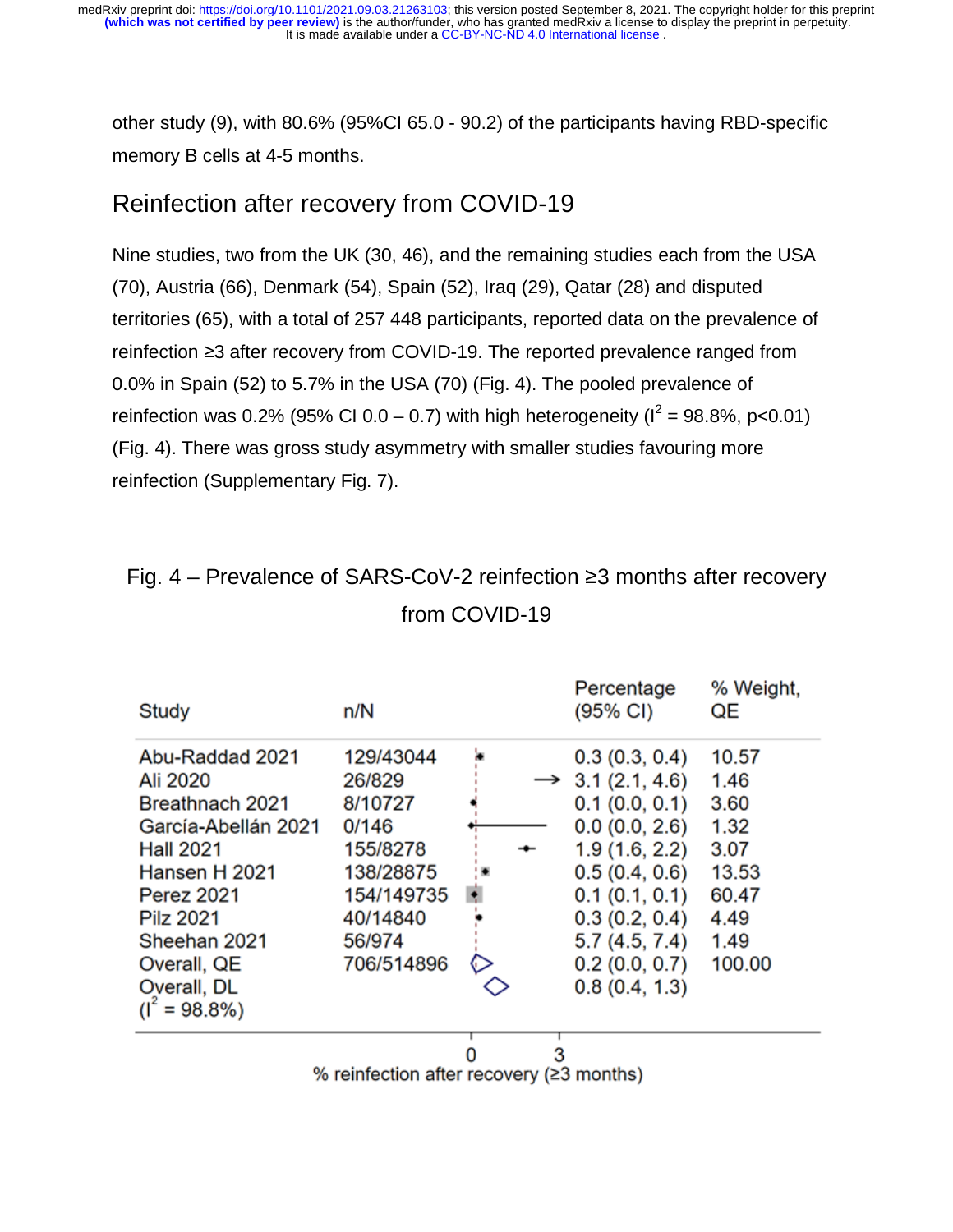other study (9), with 80.6% (95%CI 65.0 - 90.2) of the participants having RBD-specific memory B cells at 4-5 months.

## Reinfection after recovery from COVID-19

Nine studies, two from the UK (30, 46), and the remaining studies each from the USA (70), Austria (66), Denmark (54), Spain (52), Iraq (29), Qatar (28) and disputed territories (65), with a total of 257 448 participants, reported data on the prevalence of reinfection ≥3 after recovery from COVID-19. The reported prevalence ranged from 0.0% in Spain (52) to 5.7% in the USA (70) (Fig. 4). The pooled prevalence of reinfection was 0.2% (95% CI 0.0 – 0.7) with high heterogeneity ($I^2$ = 98.8%, p<0.01) (Fig. 4). There was gross study asymmetry with smaller studies favouring more reinfection (Supplementary Fig. 7).

Fig. 4 – Prevalence of SARS-CoV-2 reinfection ≥3 months after recovery from COVID-19

| Study | n/N | Percentage (95% CI) | % Weight, QE |
|---|---|---|---|
| Abu-Raddad 2021 | 129/43044 | 0.3 (0.3, 0.4) | 10.57 |
| Ali 2020 | 26/829 | 3.1 (2.1, 4.6) | 1.46 |
| Breathnach 2021 | 8/10727 | 0.1 (0.0, 0.1) | 3.60 |
| García-Abellán 2021 | 0/146 | 0.0 (0.0, 2.6) | 1.32 |
| Hall 2021 | 155/8278 | 1.9 (1.6, 2.2) | 3.07 |
| Hansen H 2021 | 138/28875 | 0.5 (0.4, 0.6) | 13.53 |
| Perez 2021 | 154/149735 | 0.1 (0.1, 0.1) | 60.47 |
| Pilz 2021 | 40/14840 | 0.3 (0.2, 0.4) | 4.49 |
| Sheehan 2021 | 56/974 | 5.7 (4.5, 7.4) | 1.49 |
| Overall, QE | 706/514896 | 0.2 (0.0, 0.7) | 100.00 |
| Overall, DL ($I^2$ = 98.8%) | | 0.8 (0.4, 1.3) | |

% reinfection after recovery (≥3 months)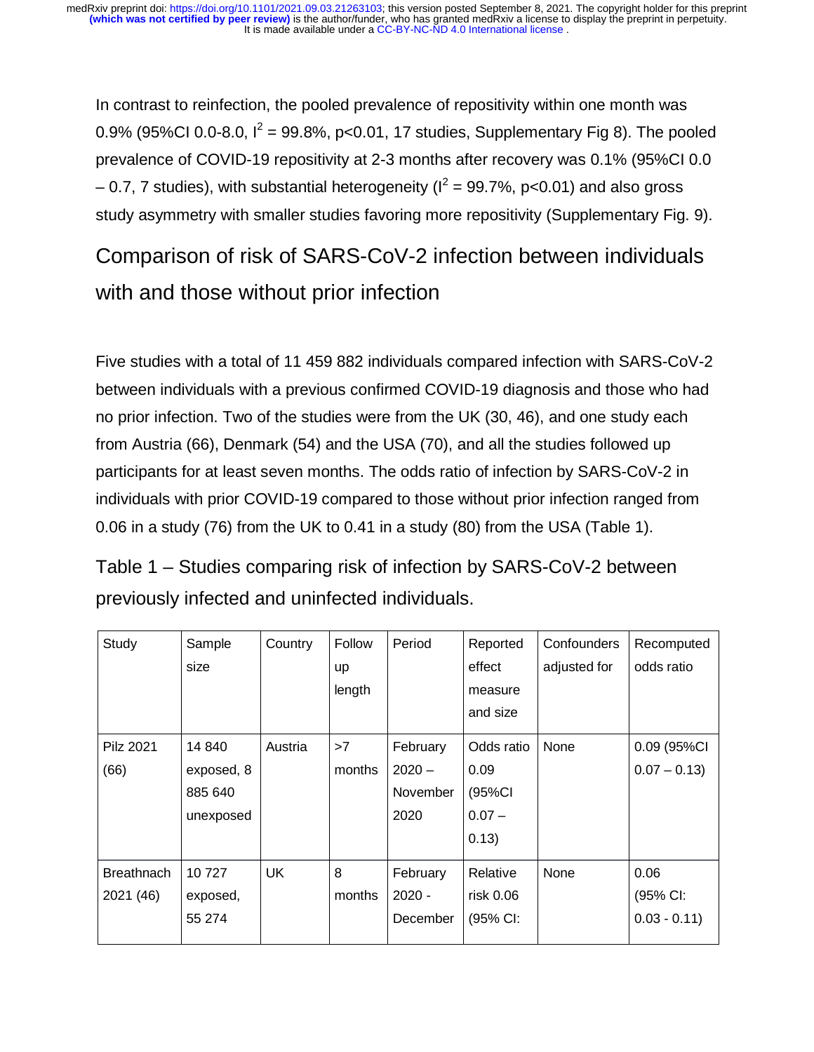In contrast to reinfection, the pooled prevalence of repositivity within one month was 0.9% (95%CI 0.0-8.0, $I^2$ = 99.8%, p<0.01, 17 studies, Supplementary Fig 8). The pooled prevalence of COVID-19 repositivity at 2-3 months after recovery was 0.1% (95%CI 0.0 – 0.7, 7 studies), with substantial heterogeneity ($I^2$ = 99.7%, p<0.01) and also gross study asymmetry with smaller studies favoring more repositivity (Supplementary Fig. 9).

## Comparison of risk of SARS-CoV-2 infection between individuals with and those without prior infection

Five studies with a total of 11 459 882 individuals compared infection with SARS-CoV-2 between individuals with a previous confirmed COVID-19 diagnosis and those who had no prior infection. Two of the studies were from the UK (30, 46), and one study each from Austria (66), Denmark (54) and the USA (70), and all the studies followed up participants for at least seven months. The odds ratio of infection by SARS-CoV-2 in individuals with prior COVID-19 compared to those without prior infection ranged from 0.06 in a study (76) from the UK to 0.41 in a study (80) from the USA (Table 1).

### Table 1 – Studies comparing risk of infection by SARS-CoV-2 between previously infected and uninfected individuals.

| Study | Sample size | Country | Follow up length | Period | Reported effect measure and size | Confounders adjusted for | Recomputed odds ratio |
|---|---|---|---|---|---|---|---|
| Pilz 2021 (66) | 14 840 exposed, 8 885 640 unexposed | Austria | >7 months | February 2020 – November 2020 | Odds ratio 0.09 (95%CI 0.07 – 0.13) | None | 0.09 (95%CI 0.07 – 0.13) |
| Breathnach 2021 (46) | 10 727 exposed, 55 274 | UK | 8 months | February 2020 - December | Relative risk 0.06 (95% CI: | None | 0.06 (95% CI: 0.03 - 0.11) |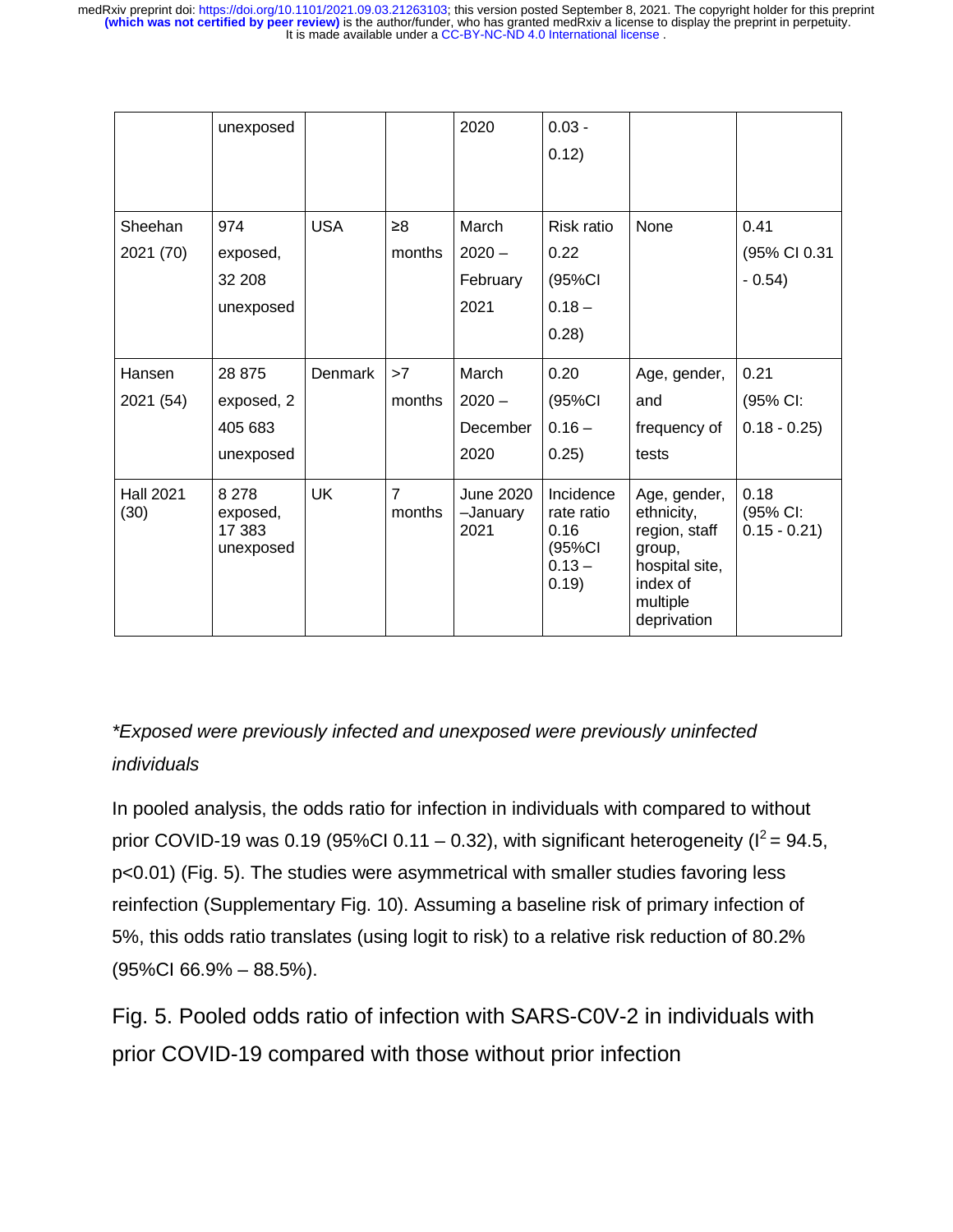| | | | | | | | |
|---|---|---|---|---|---|---|---|
| | unexposed | | | 2020 | 0.03 - 0.12) | | |
| Sheehan 2021 (70) | 974 exposed, 32 208 unexposed | USA | ≥8 months | March 2020 – February 2021 | Risk ratio 0.22 (95%CI 0.18 – 0.28) | None | 0.41 (95% CI 0.31 - 0.54) |
| Hansen 2021 (54) | 28 875 exposed, 2 405 683 unexposed | Denmark | >7 months | March 2020 – December 2020 | 0.20 (95%CI 0.16 – 0.25) | Age, gender, and frequency of tests | 0.21 (95% CI: 0.18 - 0.25) |
| Hall 2021 (30) | 8 278 exposed, 17 383 unexposed | UK | 7 months | June 2020 –January 2021 | Incidence rate ratio 0.16 (95%CI 0.13 – 0.19) | Age, gender, ethnicity, region, staff group, hospital site, index of multiple deprivation | 0.18 (95% CI: 0.15 - 0.21) |

*\*Exposed were previously infected and unexposed were previously uninfected individuals*

In pooled analysis, the odds ratio for infection in individuals with compared to without prior COVID-19 was 0.19 (95%CI 0.11 – 0.32), with significant heterogeneity ($I^2 = 94.5$, $p<0.01$) (Fig. 5). The studies were asymmetrical with smaller studies favoring less reinfection (Supplementary Fig. 10). Assuming a baseline risk of primary infection of 5%, this odds ratio translates (using logit to risk) to a relative risk reduction of 80.2% (95%CI 66.9% – 88.5%).

Fig. 5. Pooled odds ratio of infection with SARS-C0V-2 in individuals with prior COVID-19 compared with those without prior infection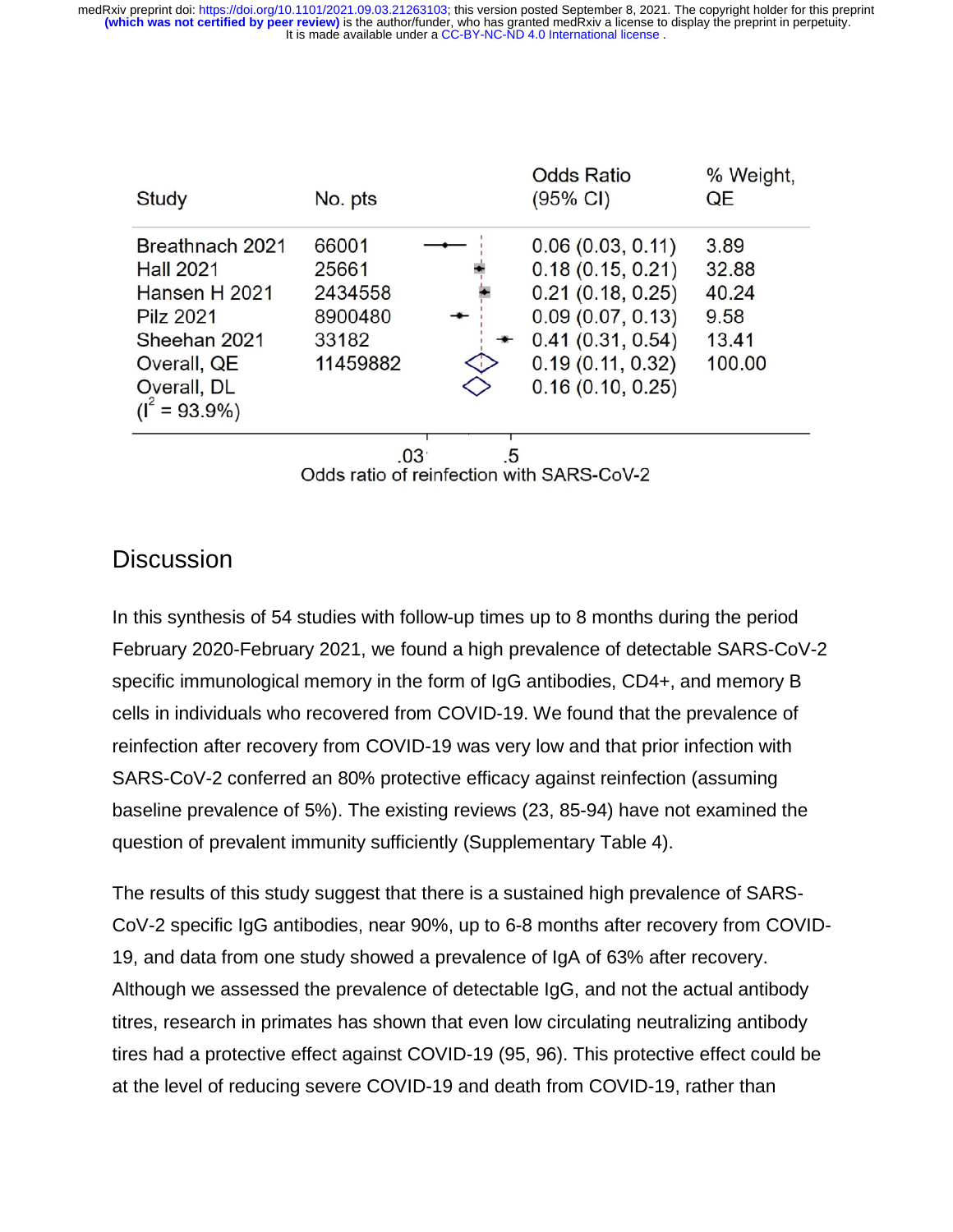Study No. pts Odds Ratio (95% CI) % Weight, QE

Breathnach 2021 66001 0.06 (0.03, 0.11) 3.89

Hall 2021 25661 0.18 (0.15, 0.21) 32.88

Hansen H 2021 2434558 0.21 (0.18, 0.25) 40.24

Pilz 2021 8900480 0.09 (0.07, 0.13) 9.58

Sheehan 2021 33182 0.41 (0.31, 0.54) 13.41

Overall, QE 11459882 0.19 (0.11, 0.32) 100.00

Overall, DL 0.16 (0.10, 0.25)

($I^2$ = 93.9%)

.03 .5

Odds ratio of reinfection with SARS-CoV-2

## Discussion

In this synthesis of 54 studies with follow-up times up to 8 months during the period February 2020-February 2021, we found a high prevalence of detectable SARS-CoV-2 specific immunological memory in the form of IgG antibodies, CD4+, and memory B cells in individuals who recovered from COVID-19. We found that the prevalence of reinfection after recovery from COVID-19 was very low and that prior infection with SARS-CoV-2 conferred an 80% protective efficacy against reinfection (assuming baseline prevalence of 5%). The existing reviews (23, 85-94) have not examined the question of prevalent immunity sufficiently (Supplementary Table 4).

The results of this study suggest that there is a sustained high prevalence of SARS-CoV-2 specific IgG antibodies, near 90%, up to 6-8 months after recovery from COVID-19, and data from one study showed a prevalence of IgA of 63% after recovery. Although we assessed the prevalence of detectable IgG, and not the actual antibody titres, research in primates has shown that even low circulating neutralizing antibody tires had a protective effect against COVID-19 (95, 96). This protective effect could be at the level of reducing severe COVID-19 and death from COVID-19, rather than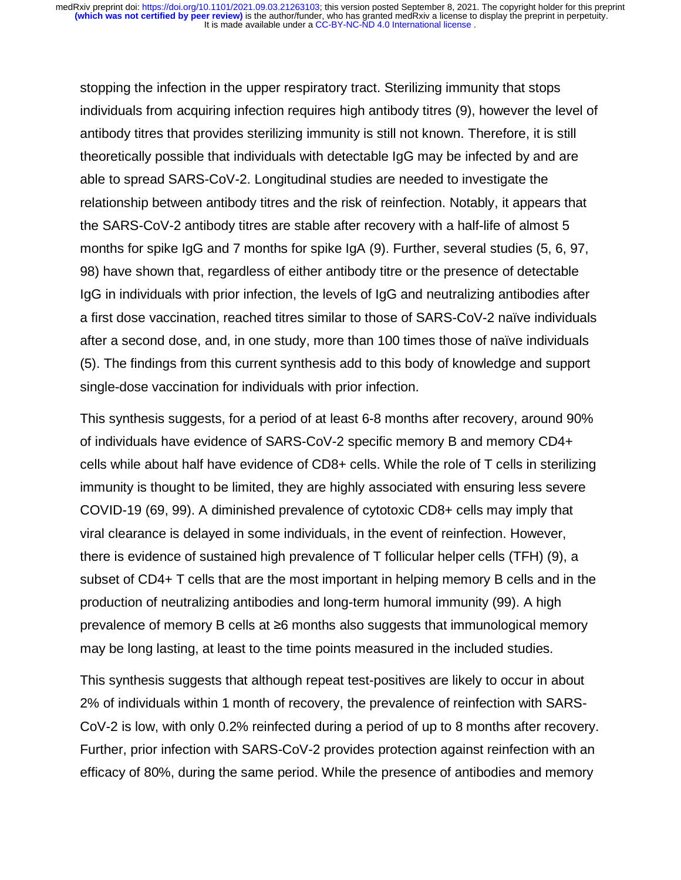stopping the infection in the upper respiratory tract. Sterilizing immunity that stops individuals from acquiring infection requires high antibody titres (9), however the level of antibody titres that provides sterilizing immunity is still not known. Therefore, it is still theoretically possible that individuals with detectable IgG may be infected by and are able to spread SARS-CoV-2. Longitudinal studies are needed to investigate the relationship between antibody titres and the risk of reinfection. Notably, it appears that the SARS-CoV-2 antibody titres are stable after recovery with a half-life of almost 5 months for spike IgG and 7 months for spike IgA (9). Further, several studies (5, 6, 97, 98) have shown that, regardless of either antibody titre or the presence of detectable IgG in individuals with prior infection, the levels of IgG and neutralizing antibodies after a first dose vaccination, reached titres similar to those of SARS-CoV-2 naïve individuals after a second dose, and, in one study, more than 100 times those of naïve individuals (5). The findings from this current synthesis add to this body of knowledge and support single-dose vaccination for individuals with prior infection.

This synthesis suggests, for a period of at least 6-8 months after recovery, around 90% of individuals have evidence of SARS-CoV-2 specific memory B and memory CD4+ cells while about half have evidence of CD8+ cells. While the role of T cells in sterilizing immunity is thought to be limited, they are highly associated with ensuring less severe COVID-19 (69, 99). A diminished prevalence of cytotoxic CD8+ cells may imply that viral clearance is delayed in some individuals, in the event of reinfection. However, there is evidence of sustained high prevalence of T follicular helper cells (TFH) (9), a subset of CD4+ T cells that are the most important in helping memory B cells and in the production of neutralizing antibodies and long-term humoral immunity (99). A high prevalence of memory B cells at ≥6 months also suggests that immunological memory may be long lasting, at least to the time points measured in the included studies.

This synthesis suggests that although repeat test-positives are likely to occur in about 2% of individuals within 1 month of recovery, the prevalence of reinfection with SARS-CoV-2 is low, with only 0.2% reinfected during a period of up to 8 months after recovery. Further, prior infection with SARS-CoV-2 provides protection against reinfection with an efficacy of 80%, during the same period. While the presence of antibodies and memory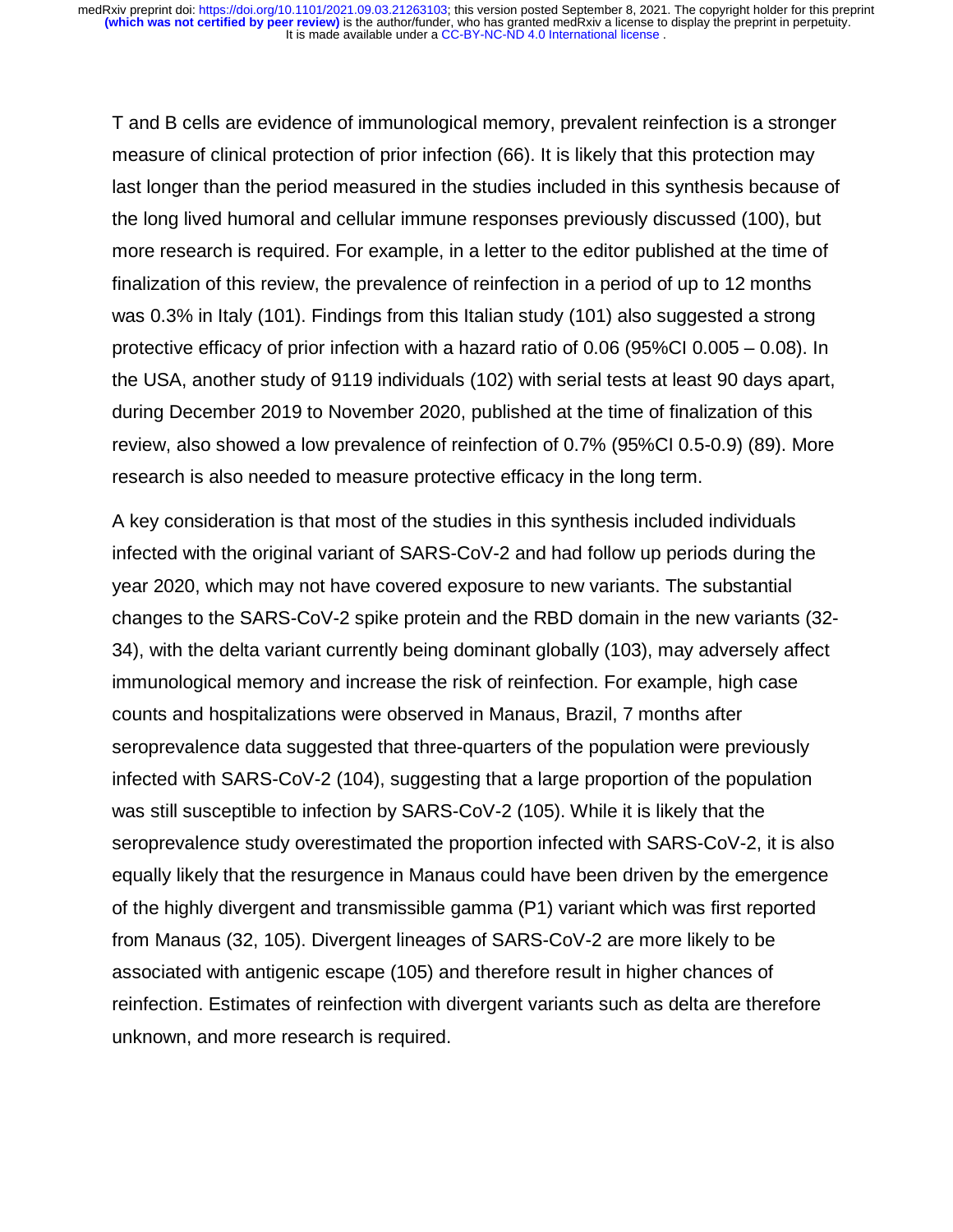T and B cells are evidence of immunological memory, prevalent reinfection is a stronger measure of clinical protection of prior infection (66). It is likely that this protection may last longer than the period measured in the studies included in this synthesis because of the long lived humoral and cellular immune responses previously discussed (100), but more research is required. For example, in a letter to the editor published at the time of finalization of this review, the prevalence of reinfection in a period of up to 12 months was 0.3% in Italy (101). Findings from this Italian study (101) also suggested a strong protective efficacy of prior infection with a hazard ratio of 0.06 (95%CI 0.005 – 0.08). In the USA, another study of 9119 individuals (102) with serial tests at least 90 days apart, during December 2019 to November 2020, published at the time of finalization of this review, also showed a low prevalence of reinfection of 0.7% (95%CI 0.5-0.9) (89). More research is also needed to measure protective efficacy in the long term.

A key consideration is that most of the studies in this synthesis included individuals infected with the original variant of SARS-CoV-2 and had follow up periods during the year 2020, which may not have covered exposure to new variants. The substantial changes to the SARS-CoV-2 spike protein and the RBD domain in the new variants (32-34), with the delta variant currently being dominant globally (103), may adversely affect immunological memory and increase the risk of reinfection. For example, high case counts and hospitalizations were observed in Manaus, Brazil, 7 months after seroprevalence data suggested that three-quarters of the population were previously infected with SARS-CoV-2 (104), suggesting that a large proportion of the population was still susceptible to infection by SARS-CoV-2 (105). While it is likely that the seroprevalence study overestimated the proportion infected with SARS-CoV-2, it is also equally likely that the resurgence in Manaus could have been driven by the emergence of the highly divergent and transmissible gamma (P1) variant which was first reported from Manaus (32, 105). Divergent lineages of SARS-CoV-2 are more likely to be associated with antigenic escape (105) and therefore result in higher chances of reinfection. Estimates of reinfection with divergent variants such as delta are therefore unknown, and more research is required.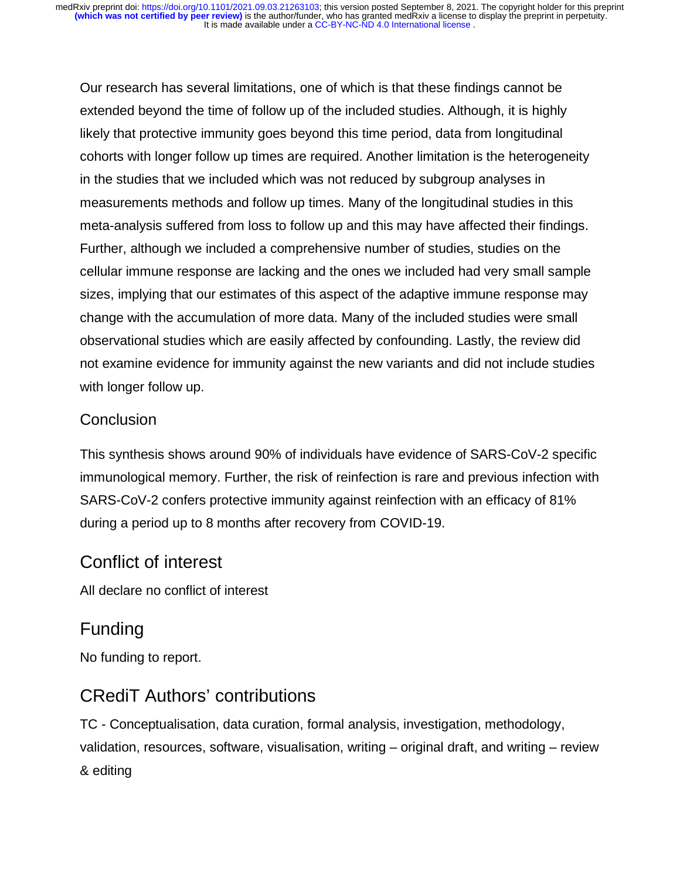Our research has several limitations, one of which is that these findings cannot be extended beyond the time of follow up of the included studies. Although, it is highly likely that protective immunity goes beyond this time period, data from longitudinal cohorts with longer follow up times are required. Another limitation is the heterogeneity in the studies that we included which was not reduced by subgroup analyses in measurements methods and follow up times. Many of the longitudinal studies in this meta-analysis suffered from loss to follow up and this may have affected their findings. Further, although we included a comprehensive number of studies, studies on the cellular immune response are lacking and the ones we included had very small sample sizes, implying that our estimates of this aspect of the adaptive immune response may change with the accumulation of more data. Many of the included studies were small observational studies which are easily affected by confounding. Lastly, the review did not examine evidence for immunity against the new variants and did not include studies with longer follow up.

### Conclusion

This synthesis shows around 90% of individuals have evidence of SARS-CoV-2 specific immunological memory. Further, the risk of reinfection is rare and previous infection with SARS-CoV-2 confers protective immunity against reinfection with an efficacy of 81% during a period up to 8 months after recovery from COVID-19.

## Conflict of interest

All declare no conflict of interest

## Funding

No funding to report.

## CRediT Authors' contributions

TC - Conceptualisation, data curation, formal analysis, investigation, methodology, validation, resources, software, visualisation, writing – original draft, and writing – review & editing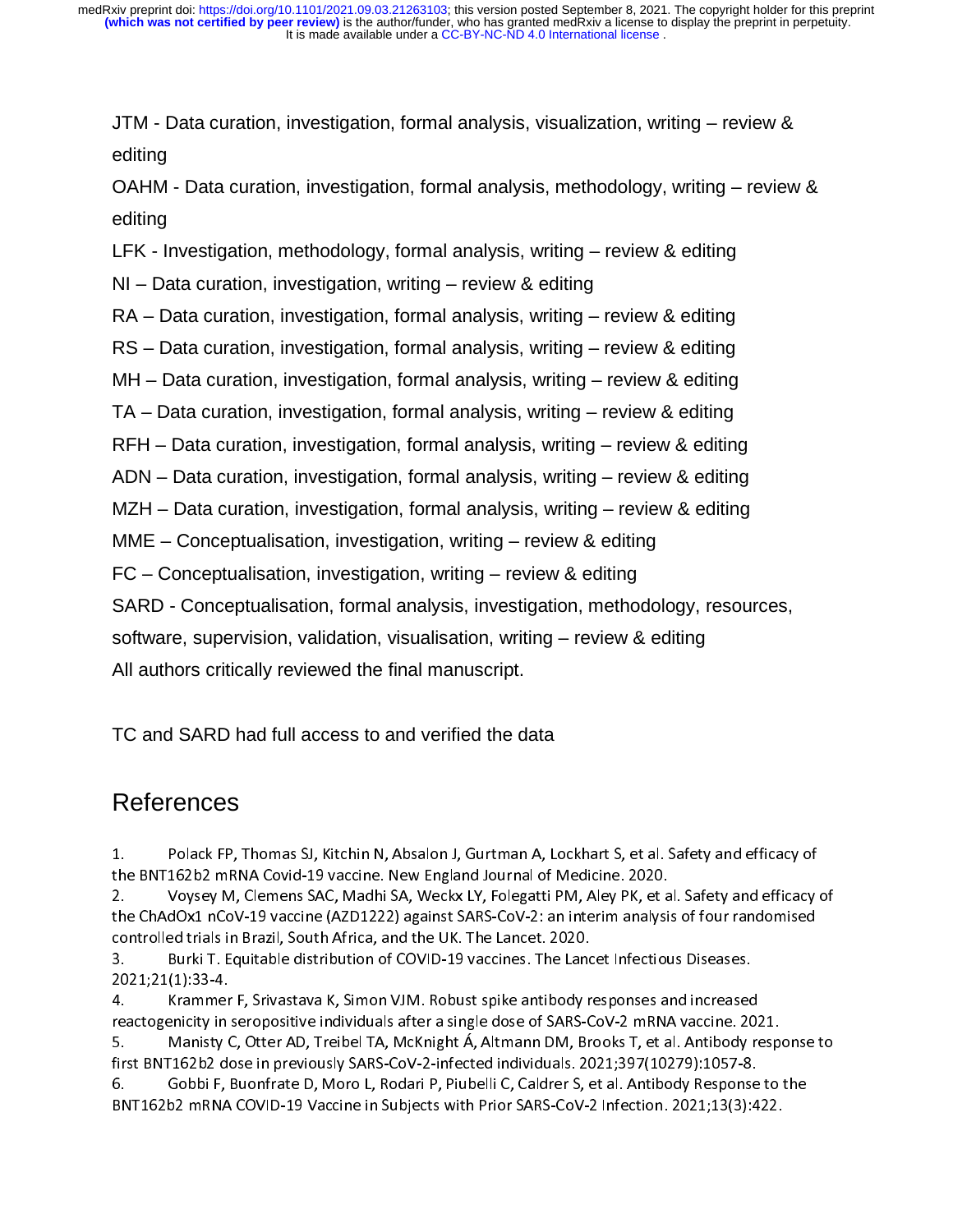JTM - Data curation, investigation, formal analysis, visualization, writing – review & editing

OAHM - Data curation, investigation, formal analysis, methodology, writing – review & editing

LFK - Investigation, methodology, formal analysis, writing – review & editing

NI – Data curation, investigation, writing – review & editing

RA – Data curation, investigation, formal analysis, writing – review & editing

RS – Data curation, investigation, formal analysis, writing – review & editing

MH – Data curation, investigation, formal analysis, writing – review & editing

TA – Data curation, investigation, formal analysis, writing – review & editing

RFH – Data curation, investigation, formal analysis, writing – review & editing

ADN – Data curation, investigation, formal analysis, writing – review & editing

MZH – Data curation, investigation, formal analysis, writing – review & editing

MME – Conceptualisation, investigation, writing – review & editing

FC – Conceptualisation, investigation, writing – review & editing

SARD - Conceptualisation, formal analysis, investigation, methodology, resources, software, supervision, validation, visualisation, writing – review & editing

All authors critically reviewed the final manuscript.

TC and SARD had full access to and verified the data

# References

1. Polack FP, Thomas SJ, Kitchin N, Absalon J, Gurtman A, Lockhart S, et al. Safety and efficacy of the BNT162b2 mRNA Covid-19 vaccine. New England Journal of Medicine. 2020.
2. Voysey M, Clemens SAC, Madhi SA, Weckx LY, Folegatti PM, Aley PK, et al. Safety and efficacy of the ChAdOx1 nCoV-19 vaccine (AZD1222) against SARS-CoV-2: an interim analysis of four randomised controlled trials in Brazil, South Africa, and the UK. The Lancet. 2020.
3. Burki T. Equitable distribution of COVID-19 vaccines. The Lancet Infectious Diseases. 2021;21(1):33-4.
4. Krammer F, Srivastava K, Simon VJM. Robust spike antibody responses and increased reactogenicity in seropositive individuals after a single dose of SARS-CoV-2 mRNA vaccine. 2021.
5. Manisty C, Otter AD, Treibel TA, McKnight Á, Altmann DM, Brooks T, et al. Antibody response to first BNT162b2 dose in previously SARS-CoV-2-infected individuals. 2021;397(10279):1057-8.
6. Gobbi F, Buonfrate D, Moro L, Rodari P, Piubelli C, Caldrer S, et al. Antibody Response to the BNT162b2 mRNA COVID-19 Vaccine in Subjects with Prior SARS-CoV-2 Infection. 2021;13(3):422.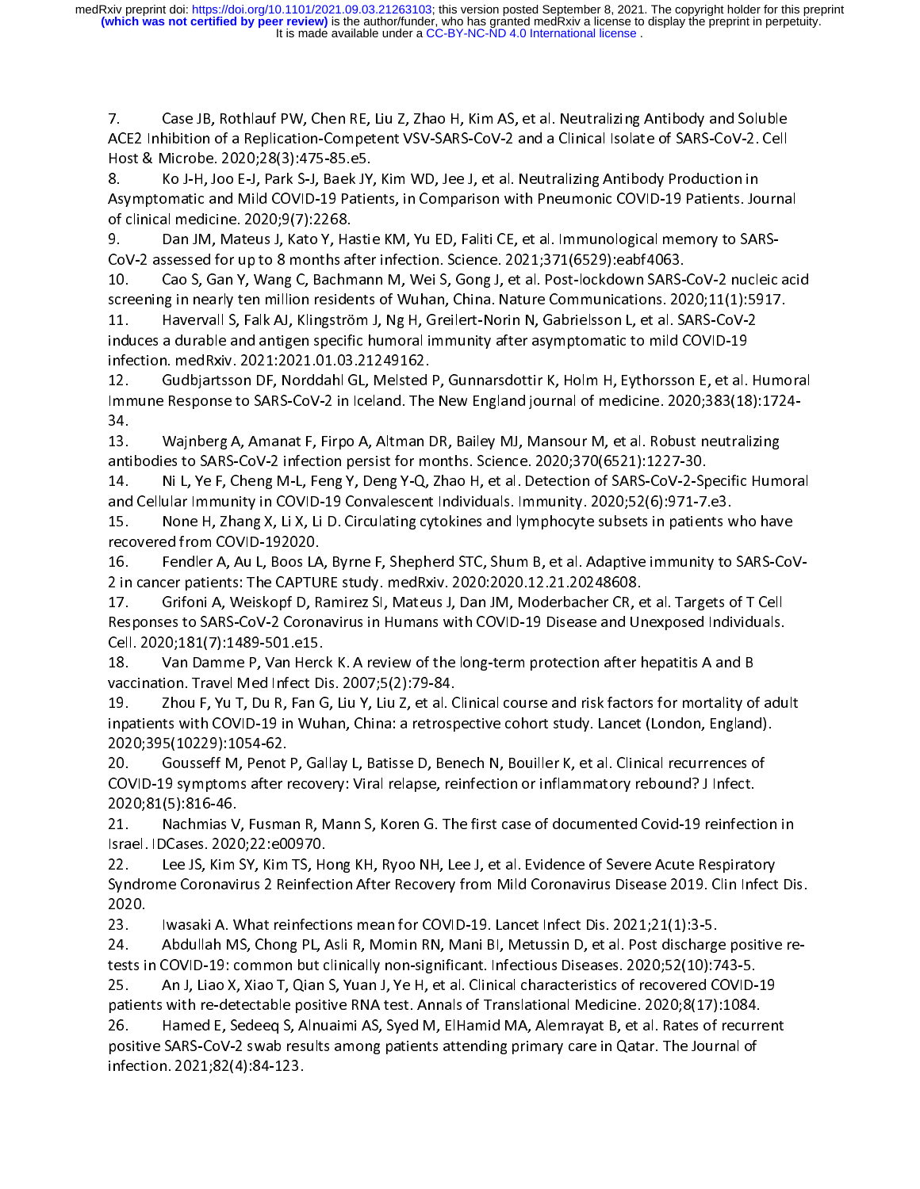7. Case JB, Rothlauf PW, Chen RE, Liu Z, Zhao H, Kim AS, et al. Neutralizing Antibody and Soluble ACE2 Inhibition of a Replication-Competent VSV-SARS-CoV-2 and a Clinical Isolate of SARS-CoV-2. Cell Host & Microbe. 2020;28(3):475-85.e5.

8. Ko J-H, Joo E-J, Park S-J, Baek JY, Kim WD, Jee J, et al. Neutralizing Antibody Production in Asymptomatic and Mild COVID-19 Patients, in Comparison with Pneumonic COVID-19 Patients. Journal of clinical medicine. 2020;9(7):2268.

9. Dan JM, Mateus J, Kato Y, Hastie KM, Yu ED, Faliti CE, et al. Immunological memory to SARS-CoV-2 assessed for up to 8 months after infection. Science. 2021;371(6529):eabf4063.

10. Cao S, Gan Y, Wang C, Bachmann M, Wei S, Gong J, et al. Post-lockdown SARS-CoV-2 nucleic acid screening in nearly ten million residents of Wuhan, China. Nature Communications. 2020;11(1):5917.

11. Havervall S, Falk AJ, Klingström J, Ng H, Greilert-Norin N, Gabrielsson L, et al. SARS-CoV-2 induces a durable and antigen specific humoral immunity after asymptomatic to mild COVID-19 infection. medRxiv. 2021:2021.01.03.21249162.

12. Gudbjartsson DF, Norddahl GL, Melsted P, Gunnarsdottir K, Holm H, Eythorsson E, et al. Humoral Immune Response to SARS-CoV-2 in Iceland. The New England journal of medicine. 2020;383(18):1724-34.

13. Wajnberg A, Amanat F, Firpo A, Altman DR, Bailey MJ, Mansour M, et al. Robust neutralizing antibodies to SARS-CoV-2 infection persist for months. Science. 2020;370(6521):1227-30.

14. Ni L, Ye F, Cheng M-L, Feng Y, Deng Y-Q, Zhao H, et al. Detection of SARS-CoV-2-Specific Humoral and Cellular Immunity in COVID-19 Convalescent Individuals. Immunity. 2020;52(6):971-7.e3.

15. None H, Zhang X, Li X, Li D. Circulating cytokines and lymphocyte subsets in patients who have recovered from COVID-192020.

16. Fendler A, Au L, Boos LA, Byrne F, Shepherd STC, Shum B, et al. Adaptive immunity to SARS-CoV-2 in cancer patients: The CAPTURE study. medRxiv. 2020:2020.12.21.20248608.

17. Grifoni A, Weiskopf D, Ramirez SI, Mateus J, Dan JM, Moderbacher CR, et al. Targets of T Cell Responses to SARS-CoV-2 Coronavirus in Humans with COVID-19 Disease and Unexposed Individuals. Cell. 2020;181(7):1489-501.e15.

18. Van Damme P, Van Herck K. A review of the long-term protection after hepatitis A and B vaccination. Travel Med Infect Dis. 2007;5(2):79-84.

19. Zhou F, Yu T, Du R, Fan G, Liu Y, Liu Z, et al. Clinical course and risk factors for mortality of adult inpatients with COVID-19 in Wuhan, China: a retrospective cohort study. Lancet (London, England). 2020;395(10229):1054-62.

20. Gousseff M, Penot P, Gallay L, Batisse D, Benech N, Bouiller K, et al. Clinical recurrences of COVID-19 symptoms after recovery: Viral relapse, reinfection or inflammatory rebound? J Infect. 2020;81(5):816-46.

21. Nachmias V, Fusman R, Mann S, Koren G. The first case of documented Covid-19 reinfection in Israel. IDCases. 2020;22:e00970.

22. Lee JS, Kim SY, Kim TS, Hong KH, Ryoo NH, Lee J, et al. Evidence of Severe Acute Respiratory Syndrome Coronavirus 2 Reinfection After Recovery from Mild Coronavirus Disease 2019. Clin Infect Dis. 2020.

23. Iwasaki A. What reinfections mean for COVID-19. Lancet Infect Dis. 2021;21(1):3-5.

24. Abdullah MS, Chong PL, Asli R, Momin RN, Mani BI, Metussin D, et al. Post discharge positive re-tests in COVID-19: common but clinically non-significant. Infectious Diseases. 2020;52(10):743-5.

25. An J, Liao X, Xiao T, Qian S, Yuan J, Ye H, et al. Clinical characteristics of recovered COVID-19 patients with re-detectable positive RNA test. Annals of Translational Medicine. 2020;8(17):1084.

26. Hamed E, Sedeeq S, Alnuaimi AS, Syed M, ElHamid MA, Alemrayat B, et al. Rates of recurrent positive SARS-CoV-2 swab results among patients attending primary care in Qatar. The Journal of infection. 2021;82(4):84-123.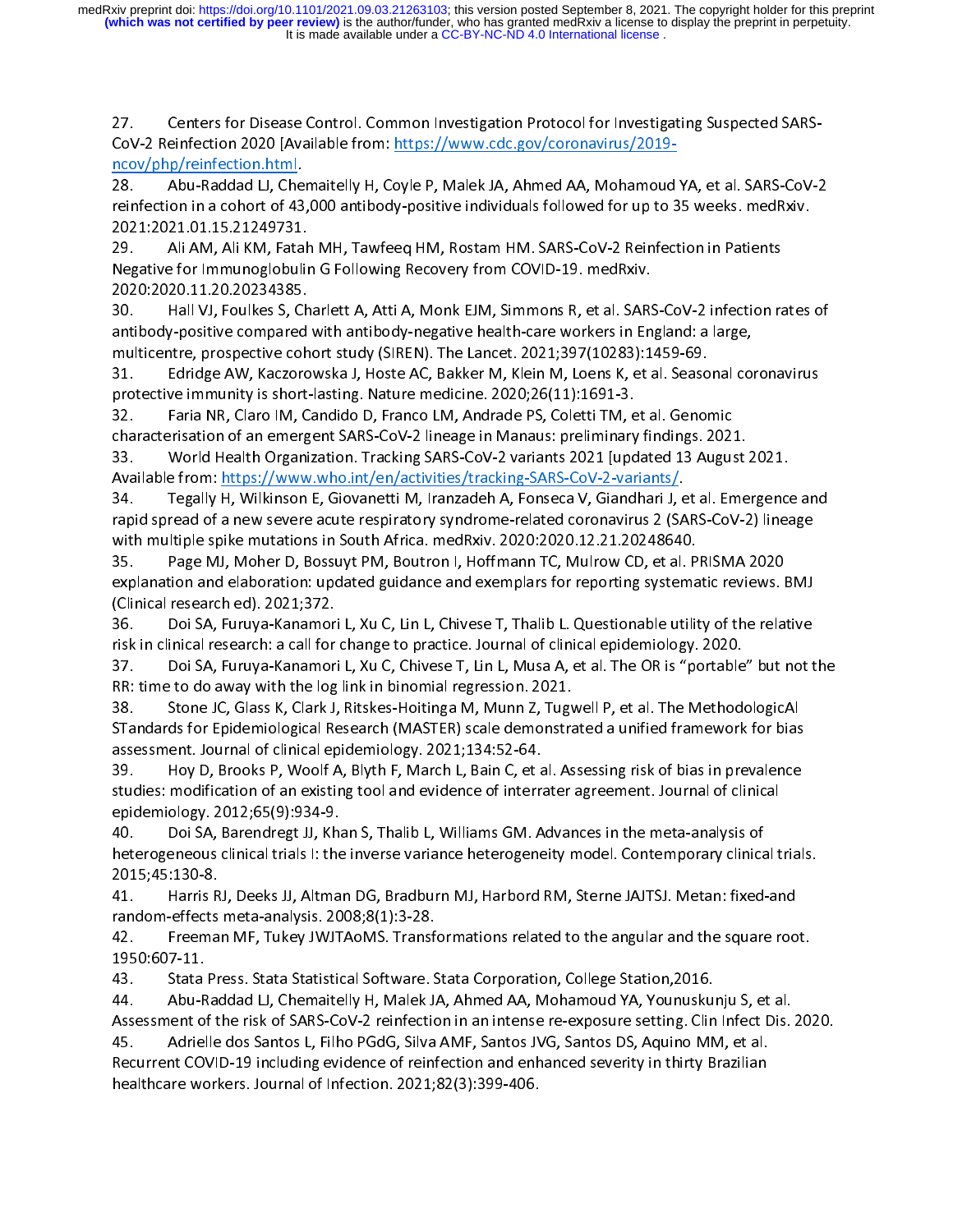27. Centers for Disease Control. Common Investigation Protocol for Investigating Suspected SARS-CoV-2 Reinfection 2020 [Available from: https://www.cdc.gov/coronavirus/2019-ncov/php/reinfection.html.

28. Abu-Raddad LJ, Chemaitelly H, Coyle P, Malek JA, Ahmed AA, Mohamoud YA, et al. SARS-CoV-2 reinfection in a cohort of 43,000 antibody-positive individuals followed for up to 35 weeks. medRxiv. 2021:2021.01.15.21249731.

29. Ali AM, Ali KM, Fatah MH, Tawfeeq HM, Rostam HM. SARS-CoV-2 Reinfection in Patients Negative for Immunoglobulin G Following Recovery from COVID-19. medRxiv. 2020:2020.11.20.20234385.

30. Hall VJ, Foulkes S, Charlett A, Atti A, Monk EJM, Simmons R, et al. SARS-CoV-2 infection rates of antibody-positive compared with antibody-negative health-care workers in England: a large, multicentre, prospective cohort study (SIREN). The Lancet. 2021;397(10283):1459-69.

31. Edridge AW, Kaczorowska J, Hoste AC, Bakker M, Klein M, Loens K, et al. Seasonal coronavirus protective immunity is short-lasting. Nature medicine. 2020;26(11):1691-3.

32. Faria NR, Claro IM, Candido D, Franco LM, Andrade PS, Coletti TM, et al. Genomic characterisation of an emergent SARS-CoV-2 lineage in Manaus: preliminary findings. 2021.

33. World Health Organization. Tracking SARS-CoV-2 variants 2021 [updated 13 August 2021. Available from: https://www.who.int/en/activities/tracking-SARS-CoV-2-variants/.

34. Tegally H, Wilkinson E, Giovanetti M, Iranzadeh A, Fonseca V, Giandhari J, et al. Emergence and rapid spread of a new severe acute respiratory syndrome-related coronavirus 2 (SARS-CoV-2) lineage with multiple spike mutations in South Africa. medRxiv. 2020:2020.12.21.20248640.

35. Page MJ, Moher D, Bossuyt PM, Boutron I, Hoffmann TC, Mulrow CD, et al. PRISMA 2020 explanation and elaboration: updated guidance and exemplars for reporting systematic reviews. BMJ (Clinical research ed). 2021;372.

36. Doi SA, Furuya-Kanamori L, Xu C, Lin L, Chivese T, Thalib L. Questionable utility of the relative risk in clinical research: a call for change to practice. Journal of clinical epidemiology. 2020.

37. Doi SA, Furuya-Kanamori L, Xu C, Chivese T, Lin L, Musa A, et al. The OR is "portable" but not the RR: time to do away with the log link in binomial regression. 2021.

38. Stone JC, Glass K, Clark J, Ritskes-Hoitinga M, Munn Z, Tugwell P, et al. The MethodologicAl STandards for Epidemiological Research (MASTER) scale demonstrated a unified framework for bias assessment. Journal of clinical epidemiology. 2021;134:52-64.

39. Hoy D, Brooks P, Woolf A, Blyth F, March L, Bain C, et al. Assessing risk of bias in prevalence studies: modification of an existing tool and evidence of interrater agreement. Journal of clinical epidemiology. 2012;65(9):934-9.

40. Doi SA, Barendregt JJ, Khan S, Thalib L, Williams GM. Advances in the meta-analysis of heterogeneous clinical trials I: the inverse variance heterogeneity model. Contemporary clinical trials. 2015;45:130-8.

41. Harris RJ, Deeks JJ, Altman DG, Bradburn MJ, Harbord RM, Sterne JAJTSJ. Metan: fixed-and random-effects meta-analysis. 2008;8(1):3-28.

42. Freeman MF, Tukey JWJTAoMS. Transformations related to the angular and the square root. 1950:607-11.

43. Stata Press. Stata Statistical Software. Stata Corporation, College Station,2016.

44. Abu-Raddad LJ, Chemaitelly H, Malek JA, Ahmed AA, Mohamoud YA, Younuskunju S, et al. Assessment of the risk of SARS-CoV-2 reinfection in an intense re-exposure setting. Clin Infect Dis. 2020.

45. Adrielle dos Santos L, Filho PGdG, Silva AMF, Santos JVG, Santos DS, Aquino MM, et al. Recurrent COVID-19 including evidence of reinfection and enhanced severity in thirty Brazilian healthcare workers. Journal of Infection. 2021;82(3):399-406.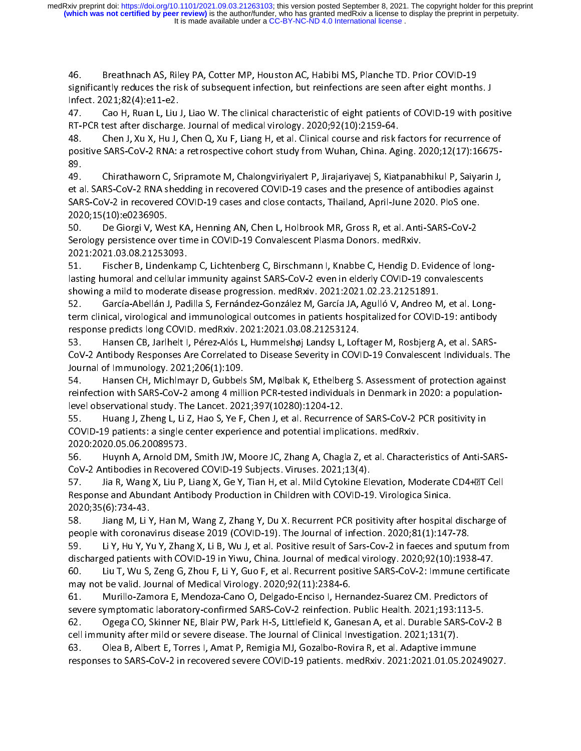46. Breathnach AS, Riley PA, Cotter MP, Houston AC, Habibi MS, Planche TD. Prior COVID-19 significantly reduces the risk of subsequent infection, but reinfections are seen after eight months. J Infect. 2021;82(4):e11-e2.

47. Cao H, Ruan L, Liu J, Liao W. The clinical characteristic of eight patients of COVID-19 with positive RT-PCR test after discharge. Journal of medical virology. 2020;92(10):2159-64.

48. Chen J, Xu X, Hu J, Chen Q, Xu F, Liang H, et al. Clinical course and risk factors for recurrence of positive SARS-CoV-2 RNA: a retrospective cohort study from Wuhan, China. Aging. 2020;12(17):16675-89.

49. Chirathaworn C, Sripramote M, Chalongviriyalert P, Jirajariyavej S, Kiatpanabhikul P, Saiyarin J, et al. SARS-CoV-2 RNA shedding in recovered COVID-19 cases and the presence of antibodies against SARS-CoV-2 in recovered COVID-19 cases and close contacts, Thailand, April-June 2020. PloS one. 2020;15(10):e0236905.

50. De Giorgi V, West KA, Henning AN, Chen L, Holbrook MR, Gross R, et al. Anti-SARS-CoV-2 Serology persistence over time in COVID-19 Convalescent Plasma Donors. medRxiv. 2021:2021.03.08.21253093.

51. Fischer B, Lindenkamp C, Lichtenberg C, Birschmann I, Knabbe C, Hendig D. Evidence of long-lasting humoral and cellular immunity against SARS-CoV-2 even in elderly COVID-19 convalescents showing a mild to moderate disease progression. medRxiv. 2021:2021.02.23.21251891.

52. García-Abellán J, Padilla S, Fernández-González M, García JA, Agulló V, Andreo M, et al. Long-term clinical, virological and immunological outcomes in patients hospitalized for COVID-19: antibody response predicts long COVID. medRxiv. 2021:2021.03.08.21253124.

53. Hansen CB, Jarlhelt I, Pérez-Alós L, Hummelshøj Landsy L, Loftager M, Rosbjerg A, et al. SARS-CoV-2 Antibody Responses Are Correlated to Disease Severity in COVID-19 Convalescent Individuals. The Journal of Immunology. 2021;206(1):109.

54. Hansen CH, Michlmayr D, Gubbels SM, Mølbak K, Ethelberg S. Assessment of protection against reinfection with SARS-CoV-2 among 4 million PCR-tested individuals in Denmark in 2020: a population-level observational study. The Lancet. 2021;397(10280):1204-12.

55. Huang J, Zheng L, Li Z, Hao S, Ye F, Chen J, et al. Recurrence of SARS-CoV-2 PCR positivity in COVID-19 patients: a single center experience and potential implications. medRxiv. 2020:2020.05.06.20089573.

56. Huynh A, Arnold DM, Smith JW, Moore JC, Zhang A, Chagla Z, et al. Characteristics of Anti-SARS-CoV-2 Antibodies in Recovered COVID-19 Subjects. Viruses. 2021;13(4).

57. Jia R, Wang X, Liu P, Liang X, Ge Y, Tian H, et al. Mild Cytokine Elevation, Moderate CD4+ T Cell Response and Abundant Antibody Production in Children with COVID-19. Virologica Sinica. 2020;35(6):734-43.

58. Jiang M, Li Y, Han M, Wang Z, Zhang Y, Du X. Recurrent PCR positivity after hospital discharge of people with coronavirus disease 2019 (COVID-19). The Journal of infection. 2020;81(1):147-78.

59. Li Y, Hu Y, Yu Y, Zhang X, Li B, Wu J, et al. Positive result of Sars-Cov-2 in faeces and sputum from discharged patients with COVID-19 in Yiwu, China. Journal of medical virology. 2020;92(10):1938-47.

60. Liu T, Wu S, Zeng G, Zhou F, Li Y, Guo F, et al. Recurrent positive SARS-CoV-2: Immune certificate may not be valid. Journal of Medical Virology. 2020;92(11):2384-6.

61. Murillo-Zamora E, Mendoza-Cano O, Delgado-Enciso I, Hernandez-Suarez CM. Predictors of severe symptomatic laboratory-confirmed SARS-CoV-2 reinfection. Public Health. 2021;193:113-5.

62. Ogega CO, Skinner NE, Blair PW, Park H-S, Littlefield K, Ganesan A, et al. Durable SARS-CoV-2 B cell immunity after mild or severe disease. The Journal of Clinical Investigation. 2021;131(7).

63. Olea B, Albert E, Torres I, Amat P, Remigia MJ, Gozalbo-Rovira R, et al. Adaptive immune responses to SARS-CoV-2 in recovered severe COVID-19 patients. medRxiv. 2021:2021.01.05.20249027.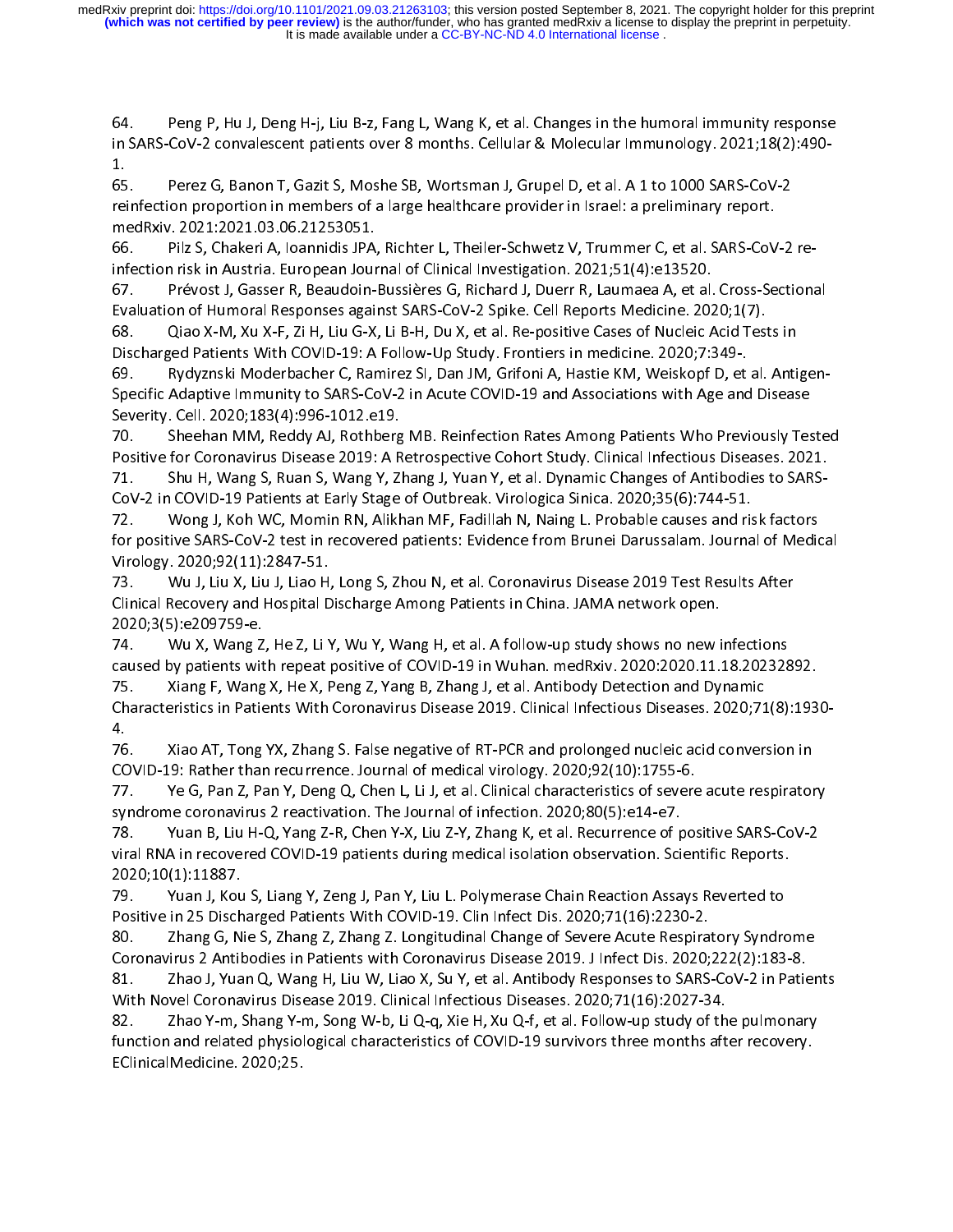64. Peng P, Hu J, Deng H-j, Liu B-z, Fang L, Wang K, et al. Changes in the humoral immunity response in SARS-CoV-2 convalescent patients over 8 months. Cellular & Molecular Immunology. 2021;18(2):490-1.

65. Perez G, Banon T, Gazit S, Moshe SB, Wortsman J, Grupel D, et al. A 1 to 1000 SARS-CoV-2 reinfection proportion in members of a large healthcare provider in Israel: a preliminary report. medRxiv. 2021:2021.03.06.21253051.

66. Pilz S, Chakeri A, Ioannidis JPA, Richter L, Theiler-Schwetz V, Trummer C, et al. SARS-CoV-2 re-infection risk in Austria. European Journal of Clinical Investigation. 2021;51(4):e13520.

67. Prévost J, Gasser R, Beaudoin-Bussières G, Richard J, Duerr R, Laumaea A, et al. Cross-Sectional Evaluation of Humoral Responses against SARS-CoV-2 Spike. Cell Reports Medicine. 2020;1(7).

68. Qiao X-M, Xu X-F, Zi H, Liu G-X, Li B-H, Du X, et al. Re-positive Cases of Nucleic Acid Tests in Discharged Patients With COVID-19: A Follow-Up Study. Frontiers in medicine. 2020;7:349-.

69. Rydyznski Moderbacher C, Ramirez SI, Dan JM, Grifoni A, Hastie KM, Weiskopf D, et al. Antigen-Specific Adaptive Immunity to SARS-CoV-2 in Acute COVID-19 and Associations with Age and Disease Severity. Cell. 2020;183(4):996-1012.e19.

70. Sheehan MM, Reddy AJ, Rothberg MB. Reinfection Rates Among Patients Who Previously Tested Positive for Coronavirus Disease 2019: A Retrospective Cohort Study. Clinical Infectious Diseases. 2021.

71. Shu H, Wang S, Ruan S, Wang Y, Zhang J, Yuan Y, et al. Dynamic Changes of Antibodies to SARS-CoV-2 in COVID-19 Patients at Early Stage of Outbreak. Virologica Sinica. 2020;35(6):744-51.

72. Wong J, Koh WC, Momin RN, Alikhan MF, Fadillah N, Naing L. Probable causes and risk factors for positive SARS-CoV-2 test in recovered patients: Evidence from Brunei Darussalam. Journal of Medical Virology. 2020;92(11):2847-51.

73. Wu J, Liu X, Liu J, Liao H, Long S, Zhou N, et al. Coronavirus Disease 2019 Test Results After Clinical Recovery and Hospital Discharge Among Patients in China. JAMA network open. 2020;3(5):e209759-e.

74. Wu X, Wang Z, He Z, Li Y, Wu Y, Wang H, et al. A follow-up study shows no new infections caused by patients with repeat positive of COVID-19 in Wuhan. medRxiv. 2020:2020.11.18.20232892.

75. Xiang F, Wang X, He X, Peng Z, Yang B, Zhang J, et al. Antibody Detection and Dynamic Characteristics in Patients With Coronavirus Disease 2019. Clinical Infectious Diseases. 2020;71(8):1930-4.

76. Xiao AT, Tong YX, Zhang S. False negative of RT-PCR and prolonged nucleic acid conversion in COVID-19: Rather than recurrence. Journal of medical virology. 2020;92(10):1755-6.

77. Ye G, Pan Z, Pan Y, Deng Q, Chen L, Li J, et al. Clinical characteristics of severe acute respiratory syndrome coronavirus 2 reactivation. The Journal of infection. 2020;80(5):e14-e7.

78. Yuan B, Liu H-Q, Yang Z-R, Chen Y-X, Liu Z-Y, Zhang K, et al. Recurrence of positive SARS-CoV-2 viral RNA in recovered COVID-19 patients during medical isolation observation. Scientific Reports. 2020;10(1):11887.

79. Yuan J, Kou S, Liang Y, Zeng J, Pan Y, Liu L. Polymerase Chain Reaction Assays Reverted to Positive in 25 Discharged Patients With COVID-19. Clin Infect Dis. 2020;71(16):2230-2.

80. Zhang G, Nie S, Zhang Z, Zhang Z. Longitudinal Change of Severe Acute Respiratory Syndrome Coronavirus 2 Antibodies in Patients with Coronavirus Disease 2019. J Infect Dis. 2020;222(2):183-8.

81. Zhao J, Yuan Q, Wang H, Liu W, Liao X, Su Y, et al. Antibody Responses to SARS-CoV-2 in Patients With Novel Coronavirus Disease 2019. Clinical Infectious Diseases. 2020;71(16):2027-34.

82. Zhao Y-m, Shang Y-m, Song W-b, Li Q-q, Xie H, Xu Q-f, et al. Follow-up study of the pulmonary function and related physiological characteristics of COVID-19 survivors three months after recovery. EClinicalMedicine. 2020;25.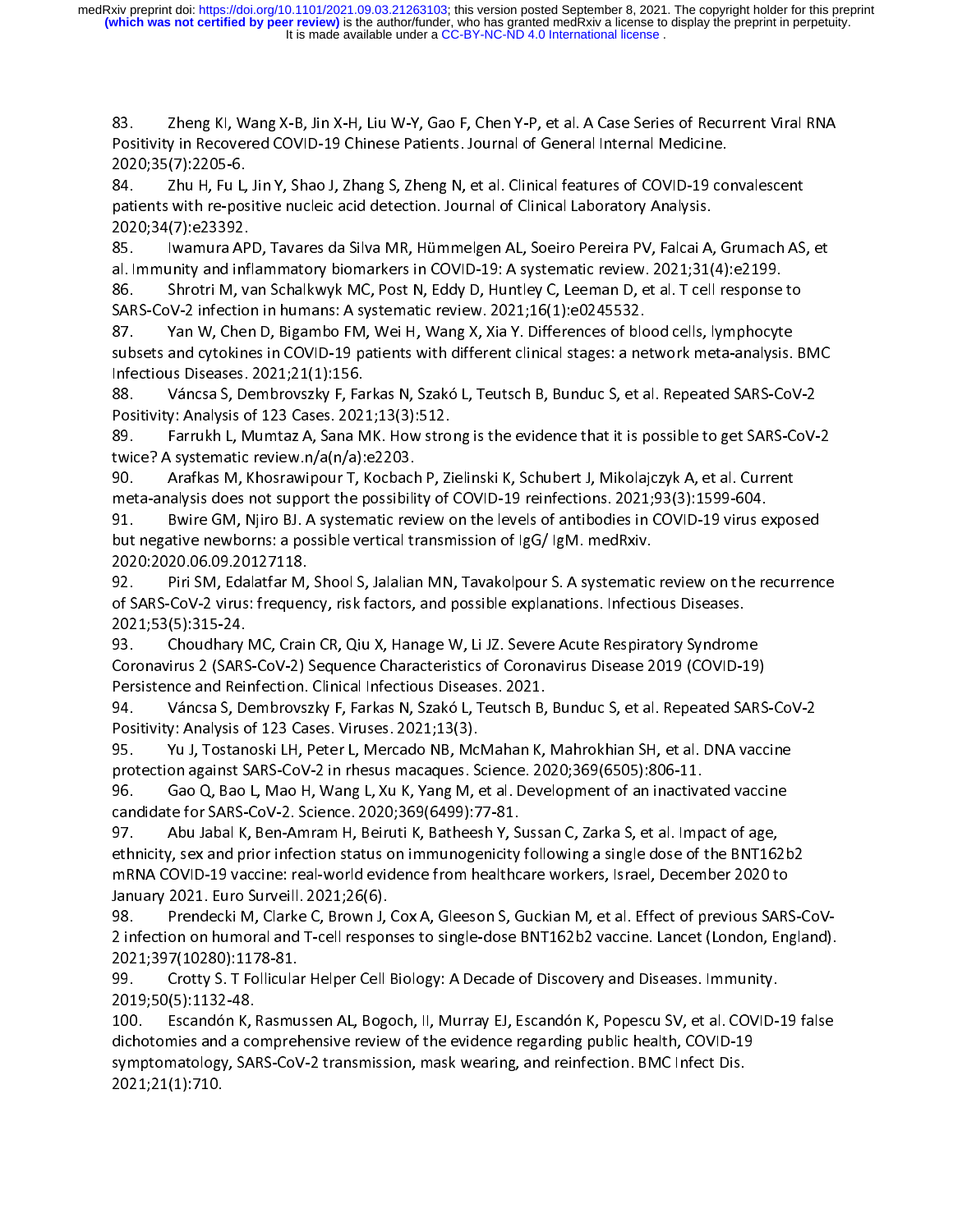83. Zheng KI, Wang X-B, Jin X-H, Liu W-Y, Gao F, Chen Y-P, et al. A Case Series of Recurrent Viral RNA Positivity in Recovered COVID-19 Chinese Patients. Journal of General Internal Medicine. 2020;35(7):2205-6.

84. Zhu H, Fu L, Jin Y, Shao J, Zhang S, Zheng N, et al. Clinical features of COVID-19 convalescent patients with re-positive nucleic acid detection. Journal of Clinical Laboratory Analysis. 2020;34(7):e23392.

85. Iwamura APD, Tavares da Silva MR, Hümmelgen AL, Soeiro Pereira PV, Falcai A, Grumach AS, et al. Immunity and inflammatory biomarkers in COVID-19: A systematic review. 2021;31(4):e2199.

86. Shrotri M, van Schalkwyk MC, Post N, Eddy D, Huntley C, Leeman D, et al. T cell response to SARS-CoV-2 infection in humans: A systematic review. 2021;16(1):e0245532.

87. Yan W, Chen D, Bigambo FM, Wei H, Wang X, Xia Y. Differences of blood cells, lymphocyte subsets and cytokines in COVID-19 patients with different clinical stages: a network meta-analysis. BMC Infectious Diseases. 2021;21(1):156.

88. Váncsa S, Dembrovszky F, Farkas N, Szakó L, Teutsch B, Bunduc S, et al. Repeated SARS-CoV-2 Positivity: Analysis of 123 Cases. 2021;13(3):512.

89. Farrukh L, Mumtaz A, Sana MK. How strong is the evidence that it is possible to get SARS-CoV-2 twice? A systematic review.n/a(n/a):e2203.

90. Arafkas M, Khosrawipour T, Kocbach P, Zielinski K, Schubert J, Mikolajczyk A, et al. Current meta-analysis does not support the possibility of COVID-19 reinfections. 2021;93(3):1599-604.

91. Bwire GM, Njiro BJ. A systematic review on the levels of antibodies in COVID-19 virus exposed but negative newborns: a possible vertical transmission of IgG/ IgM. medRxiv. 2020:2020.06.09.20127118.

92. Piri SM, Edalatfar M, Shool S, Jalalian MN, Tavakolpour S. A systematic review on the recurrence of SARS-CoV-2 virus: frequency, risk factors, and possible explanations. Infectious Diseases. 2021;53(5):315-24.

93. Choudhary MC, Crain CR, Qiu X, Hanage W, Li JZ. Severe Acute Respiratory Syndrome Coronavirus 2 (SARS-CoV-2) Sequence Characteristics of Coronavirus Disease 2019 (COVID-19) Persistence and Reinfection. Clinical Infectious Diseases. 2021.

94. Váncsa S, Dembrovszky F, Farkas N, Szakó L, Teutsch B, Bunduc S, et al. Repeated SARS-CoV-2 Positivity: Analysis of 123 Cases. Viruses. 2021;13(3).

95. Yu J, Tostanoski LH, Peter L, Mercado NB, McMahan K, Mahrokhian SH, et al. DNA vaccine protection against SARS-CoV-2 in rhesus macaques. Science. 2020;369(6505):806-11.

96. Gao Q, Bao L, Mao H, Wang L, Xu K, Yang M, et al. Development of an inactivated vaccine candidate for SARS-CoV-2. Science. 2020;369(6499):77-81.

97. Abu Jabal K, Ben-Amram H, Beiruti K, Batheesh Y, Sussan C, Zarka S, et al. Impact of age, ethnicity, sex and prior infection status on immunogenicity following a single dose of the BNT162b2 mRNA COVID-19 vaccine: real-world evidence from healthcare workers, Israel, December 2020 to January 2021. Euro Surveill. 2021;26(6).

98. Prendecki M, Clarke C, Brown J, Cox A, Gleeson S, Guckian M, et al. Effect of previous SARS-CoV-2 infection on humoral and T-cell responses to single-dose BNT162b2 vaccine. Lancet (London, England). 2021;397(10280):1178-81.

99. Crotty S. T Follicular Helper Cell Biology: A Decade of Discovery and Diseases. Immunity. 2019;50(5):1132-48.

100. Escandón K, Rasmussen AL, Bogoch, II, Murray EJ, Escandón K, Popescu SV, et al. COVID-19 false dichotomies and a comprehensive review of the evidence regarding public health, COVID-19 symptomatology, SARS-CoV-2 transmission, mask wearing, and reinfection. BMC Infect Dis. 2021;21(1):710.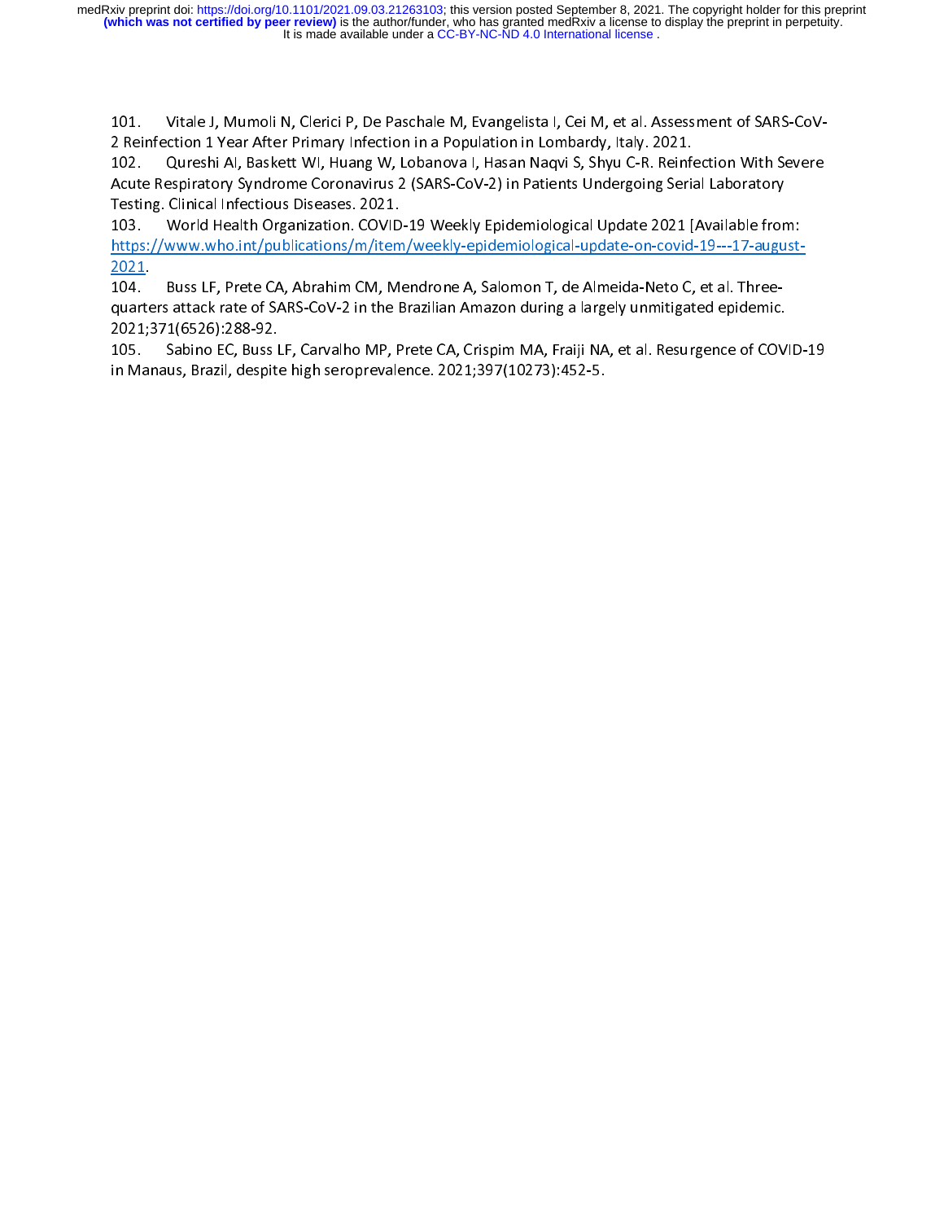101. Vitale J, Mumoli N, Clerici P, De Paschale M, Evangelista I, Cei M, et al. Assessment of SARS-CoV-2 Reinfection 1 Year After Primary Infection in a Population in Lombardy, Italy. 2021.

102. Qureshi AI, Baskett WI, Huang W, Lobanova I, Hasan Naqvi S, Shyu C-R. Reinfection With Severe Acute Respiratory Syndrome Coronavirus 2 (SARS-CoV-2) in Patients Undergoing Serial Laboratory Testing. Clinical Infectious Diseases. 2021.

103. World Health Organization. COVID-19 Weekly Epidemiological Update 2021 [Available from: https://www.who.int/publications/m/item/weekly-epidemiological-update-on-covid-19---17-august-2021.

104. Buss LF, Prete CA, Abrahim CM, Mendrone A, Salomon T, de Almeida-Neto C, et al. Three-quarters attack rate of SARS-CoV-2 in the Brazilian Amazon during a largely unmitigated epidemic. 2021;371(6526):288-92.

105. Sabino EC, Buss LF, Carvalho MP, Prete CA, Crispim MA, Fraiji NA, et al. Resurgence of COVID-19 in Manaus, Brazil, despite high seroprevalence. 2021;397(10273):452-5.